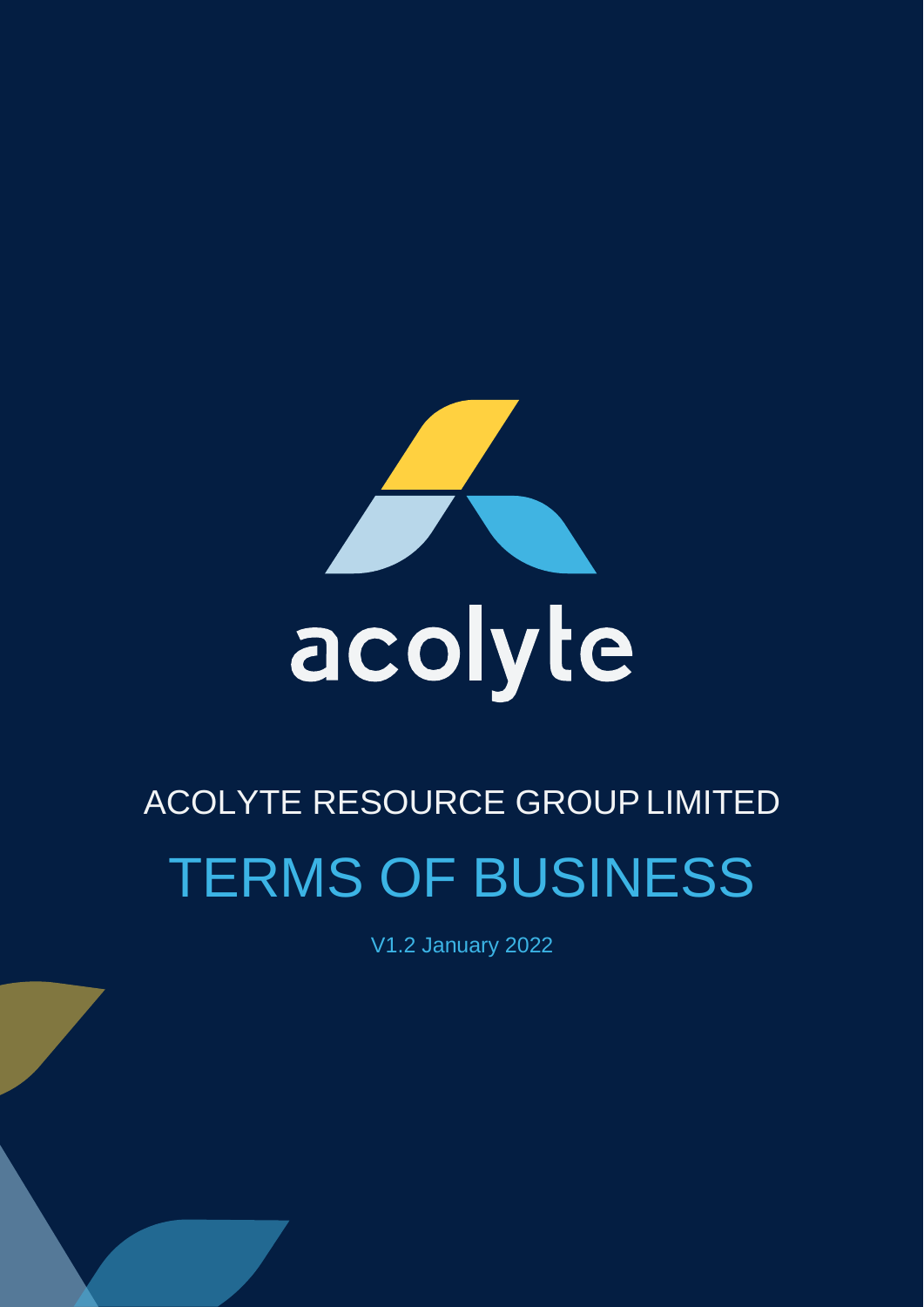acolyte

ACOLYTE RESOURCE GROUP LIMITED

# TERMS OF BUSINESS

V1.2 January 2022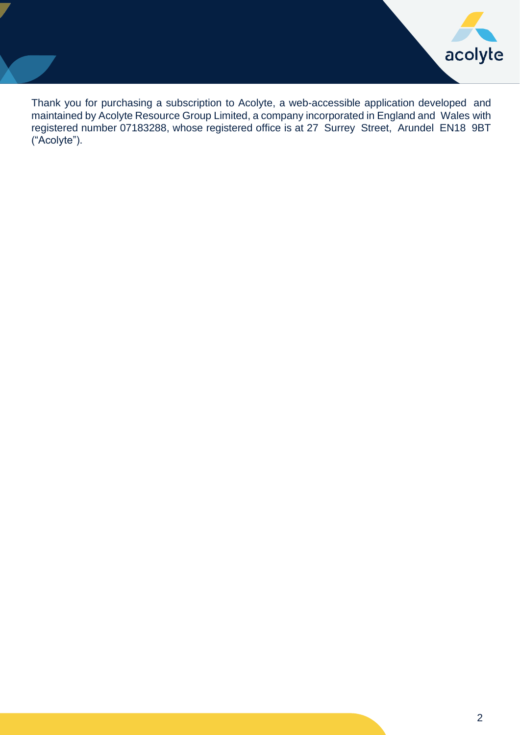Thank you for purchasing a subscription to Acolyte, a web-accessible application developed and maintained by Acolyte Resource Group Limited, a company incorporated in England and Wales with registered number 07183288, whose registered office is at 27 Surrey Street, Arundel EN18 9BT ("Acolyte").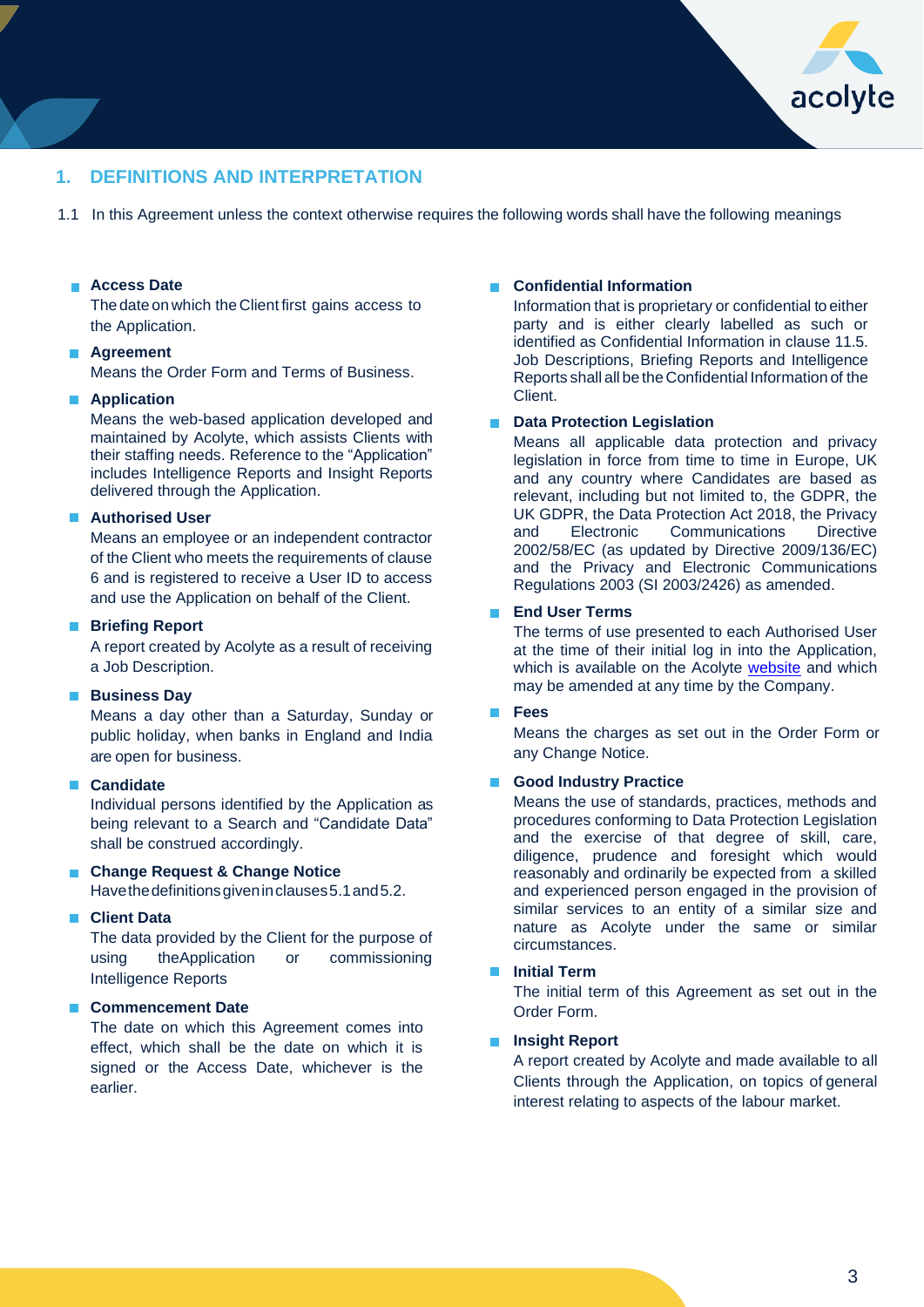## 1. DEFINITIONS AND INTERPRETATION

1.1 In this Agreement unless the context otherwise requires the following words shall have the following meanings

- **Access Date**
  The date on which the Client first gains access to the Application.

- **Agreement**
  Means the Order Form and Terms of Business.

- **Application**
  Means the web-based application developed and maintained by Acolyte, which assists Clients with their staffing needs. Reference to the "Application" includes Intelligence Reports and Insight Reports delivered through the Application.

- **Authorised User**
  Means an employee or an independent contractor of the Client who meets the requirements of clause 6 and is registered to receive a User ID to access and use the Application on behalf of the Client.

- **Briefing Report**
  A report created by Acolyte as a result of receiving a Job Description.

- **Business Day**
  Means a day other than a Saturday, Sunday or public holiday, when banks in England and India are open for business.

- **Candidate**
  Individual persons identified by the Application as being relevant to a Search and "Candidate Data" shall be construed accordingly.

- **Change Request & Change Notice**
  Have the definitions given in clauses 5.1 and 5.2.

- **Client Data**
  The data provided by the Client for the purpose of using the Application or commissioning Intelligence Reports

- **Commencement Date**
  The date on which this Agreement comes into effect, which shall be the date on which it is signed or the Access Date, whichever is the earlier.

- **Confidential Information**
  Information that is proprietary or confidential to either party and is either clearly labelled as such or identified as Confidential Information in clause 11.5. Job Descriptions, Briefing Reports and Intelligence Reports shall all be the Confidential Information of the Client.

- **Data Protection Legislation**
  Means all applicable data protection and privacy legislation in force from time to time in Europe, UK and any country where Candidates are based as relevant, including but not limited to, the GDPR, the UK GDPR, the Data Protection Act 2018, the Privacy and Electronic Communications Directive 2002/58/EC (as updated by Directive 2009/136/EC) and the Privacy and Electronic Communications Regulations 2003 (SI 2003/2426) as amended.

- **End User Terms**
  The terms of use presented to each Authorised User at the time of their initial log in into the Application, which is available on the Acolyte website and which may be amended at any time by the Company.

- **Fees**
  Means the charges as set out in the Order Form or any Change Notice.

- **Good Industry Practice**
  Means the use of standards, practices, methods and procedures conforming to Data Protection Legislation and the exercise of that degree of skill, care, diligence, prudence and foresight which would reasonably and ordinarily be expected from a skilled and experienced person engaged in the provision of similar services to an entity of a similar size and nature as Acolyte under the same or similar circumstances.

- **Initial Term**
  The initial term of this Agreement as set out in the Order Form.

- **Insight Report**
  A report created by Acolyte and made available to all Clients through the Application, on topics of general interest relating to aspects of the labour market.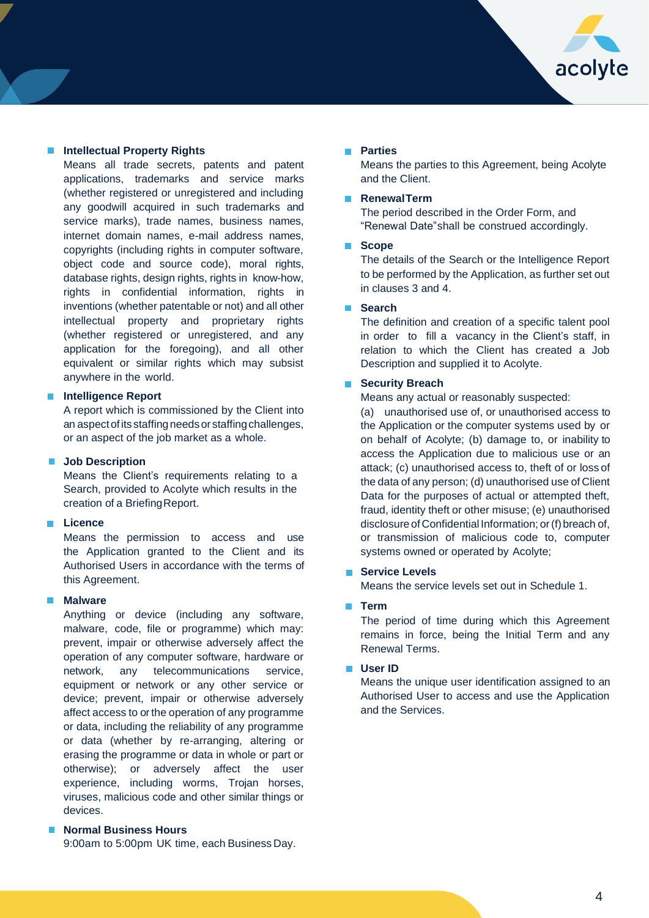- **Intellectual Property Rights**
  Means all trade secrets, patents and patent applications, trademarks and service marks (whether registered or unregistered and including any goodwill acquired in such trademarks and service marks), trade names, business names, internet domain names, e-mail address names, copyrights (including rights in computer software, object code and source code), moral rights, database rights, design rights, rights in know-how, rights in confidential information, rights in inventions (whether patentable or not) and all other intellectual property and proprietary rights (whether registered or unregistered, and any application for the foregoing), and all other equivalent or similar rights which may subsist anywhere in the world.

- **Intelligence Report**
  A report which is commissioned by the Client into an aspect of its staffing needs or staffing challenges, or an aspect of the job market as a whole.

- **Job Description**
  Means the Client's requirements relating to a Search, provided to Acolyte which results in the creation of a Briefing Report.

- **Licence**
  Means the permission to access and use the Application granted to the Client and its Authorised Users in accordance with the terms of this Agreement.

- **Malware**
  Anything or device (including any software, malware, code, file or programme) which may: prevent, impair or otherwise adversely affect the operation of any computer software, hardware or network, any telecommunications service, equipment or network or any other service or device; prevent, impair or otherwise adversely affect access to or the operation of any programme or data, including the reliability of any programme or data (whether by re-arranging, altering or erasing the programme or data in whole or part or otherwise); or adversely affect the user experience, including worms, Trojan horses, viruses, malicious code and other similar things or devices.

- **Normal Business Hours**
  9:00am to 5:00pm UK time, each Business Day.

- **Parties**
  Means the parties to this Agreement, being Acolyte and the Client.

- **Renewal Term**
  The period described in the Order Form, and "Renewal Date" shall be construed accordingly.

- **Scope**
  The details of the Search or the Intelligence Report to be performed by the Application, as further set out in clauses 3 and 4.

- **Search**
  The definition and creation of a specific talent pool in order to fill a vacancy in the Client's staff, in relation to which the Client has created a Job Description and supplied it to Acolyte.

- **Security Breach**
  Means any actual or reasonably suspected:
  (a) unauthorised use of, or unauthorised access to the Application or the computer systems used by or on behalf of Acolyte; (b) damage to, or inability to access the Application due to malicious use or an attack; (c) unauthorised access to, theft of or loss of the data of any person; (d) unauthorised use of Client Data for the purposes of actual or attempted theft, fraud, identity theft or other misuse; (e) unauthorised disclosure of Confidential Information; or (f) breach of, or transmission of malicious code to, computer systems owned or operated by Acolyte;

- **Service Levels**
  Means the service levels set out in Schedule 1.

- **Term**
  The period of time during which this Agreement remains in force, being the Initial Term and any Renewal Terms.

- **User ID**
  Means the unique user identification assigned to an Authorised User to access and use the Application and the Services.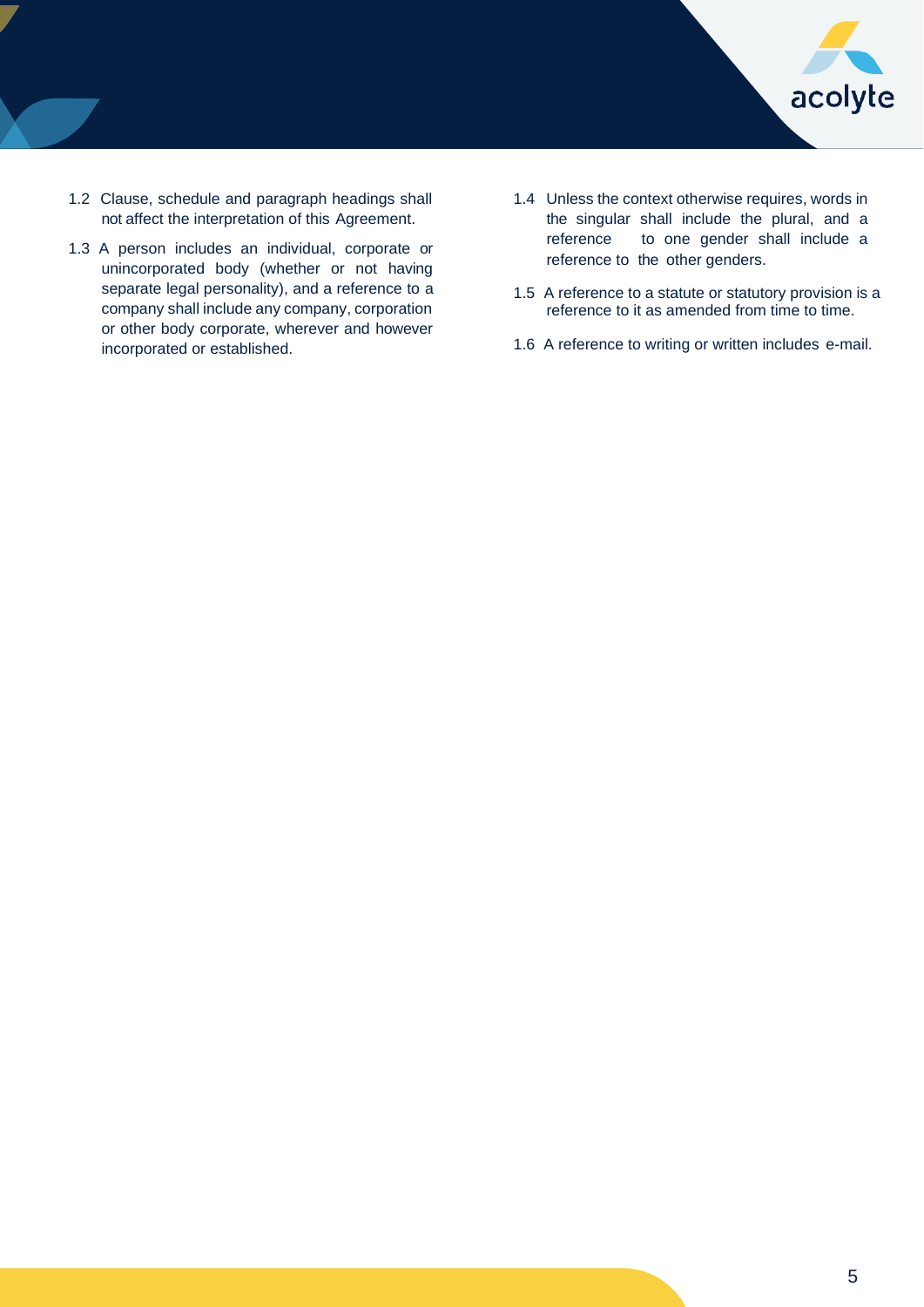1.2 Clause, schedule and paragraph headings shall not affect the interpretation of this Agreement.

1.3 A person includes an individual, corporate or unincorporated body (whether or not having separate legal personality), and a reference to a company shall include any company, corporation or other body corporate, wherever and however incorporated or established.

1.4 Unless the context otherwise requires, words in the singular shall include the plural, and a reference to one gender shall include a reference to the other genders.

1.5 A reference to a statute or statutory provision is a reference to it as amended from time to time.

1.6 A reference to writing or written includes e-mail.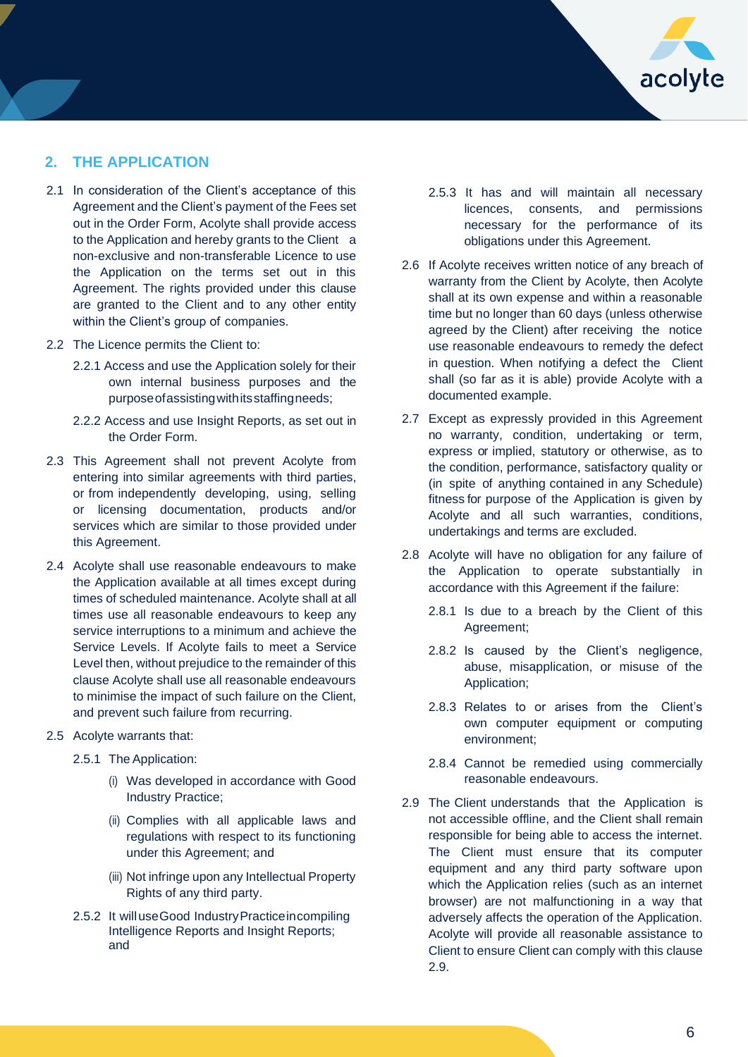## 2. THE APPLICATION

2.1 In consideration of the Client's acceptance of this Agreement and the Client's payment of the Fees set out in the Order Form, Acolyte shall provide access to the Application and hereby grants to the Client a non-exclusive and non-transferable Licence to use the Application on the terms set out in this Agreement. The rights provided under this clause are granted to the Client and to any other entity within the Client's group of companies.

2.2 The Licence permits the Client to:

2.2.1 Access and use the Application solely for their own internal business purposes and the purpose of assisting with its staffing needs;

2.2.2 Access and use Insight Reports, as set out in the Order Form.

2.3 This Agreement shall not prevent Acolyte from entering into similar agreements with third parties, or from independently developing, using, selling or licensing documentation, products and/or services which are similar to those provided under this Agreement.

2.4 Acolyte shall use reasonable endeavours to make the Application available at all times except during times of scheduled maintenance. Acolyte shall at all times use all reasonable endeavours to keep any service interruptions to a minimum and achieve the Service Levels. If Acolyte fails to meet a Service Level then, without prejudice to the remainder of this clause Acolyte shall use all reasonable endeavours to minimise the impact of such failure on the Client, and prevent such failure from recurring.

2.5 Acolyte warrants that:

2.5.1 The Application:

(i) Was developed in accordance with Good Industry Practice;

(ii) Complies with all applicable laws and regulations with respect to its functioning under this Agreement; and

(iii) Not infringe upon any Intellectual Property Rights of any third party.

2.5.2 It will use Good Industry Practice in compiling Intelligence Reports and Insight Reports; and

2.5.3 It has and will maintain all necessary licences, consents, and permissions necessary for the performance of its obligations under this Agreement.

2.6 If Acolyte receives written notice of any breach of warranty from the Client by Acolyte, then Acolyte shall at its own expense and within a reasonable time but no longer than 60 days (unless otherwise agreed by the Client) after receiving the notice use reasonable endeavours to remedy the defect in question. When notifying a defect the Client shall (so far as it is able) provide Acolyte with a documented example.

2.7 Except as expressly provided in this Agreement no warranty, condition, undertaking or term, express or implied, statutory or otherwise, as to the condition, performance, satisfactory quality or (in spite of anything contained in any Schedule) fitness for purpose of the Application is given by Acolyte and all such warranties, conditions, undertakings and terms are excluded.

2.8 Acolyte will have no obligation for any failure of the Application to operate substantially in accordance with this Agreement if the failure:

2.8.1 Is due to a breach by the Client of this Agreement;

2.8.2 Is caused by the Client's negligence, abuse, misapplication, or misuse of the Application;

2.8.3 Relates to or arises from the Client's own computer equipment or computing environment;

2.8.4 Cannot be remedied using commercially reasonable endeavours.

2.9 The Client understands that the Application is not accessible offline, and the Client shall remain responsible for being able to access the internet. The Client must ensure that its computer equipment and any third party software upon which the Application relies (such as an internet browser) are not malfunctioning in a way that adversely affects the operation of the Application. Acolyte will provide all reasonable assistance to Client to ensure Client can comply with this clause 2.9.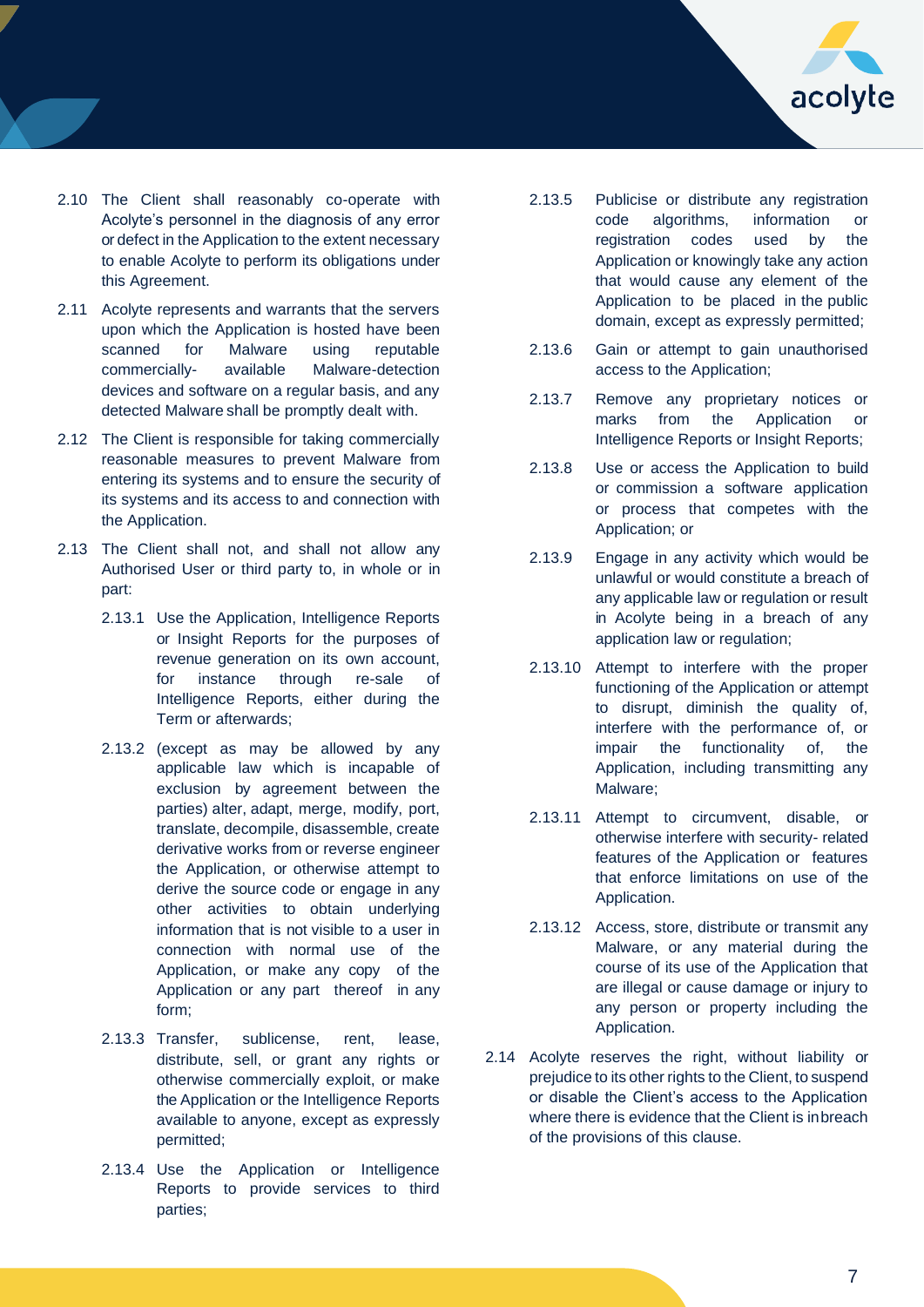2.10 The Client shall reasonably co-operate with Acolyte's personnel in the diagnosis of any error or defect in the Application to the extent necessary to enable Acolyte to perform its obligations under this Agreement.

2.11 Acolyte represents and warrants that the servers upon which the Application is hosted have been scanned for Malware using reputable commercially- available Malware-detection devices and software on a regular basis, and any detected Malware shall be promptly dealt with.

2.12 The Client is responsible for taking commercially reasonable measures to prevent Malware from entering its systems and to ensure the security of its systems and its access to and connection with the Application.

2.13 The Client shall not, and shall not allow any Authorised User or third party to, in whole or in part:

- 2.13.1 Use the Application, Intelligence Reports or Insight Reports for the purposes of revenue generation on its own account, for instance through re-sale of Intelligence Reports, either during the Term or afterwards;
- 2.13.2 (except as may be allowed by any applicable law which is incapable of exclusion by agreement between the parties) alter, adapt, merge, modify, port, translate, decompile, disassemble, create derivative works from or reverse engineer the Application, or otherwise attempt to derive the source code or engage in any other activities to obtain underlying information that is not visible to a user in connection with normal use of the Application, or make any copy of the Application or any part thereof in any form;
- 2.13.3 Transfer, sublicense, rent, lease, distribute, sell, or grant any rights or otherwise commercially exploit, or make the Application or the Intelligence Reports available to anyone, except as expressly permitted;
- 2.13.4 Use the Application or Intelligence Reports to provide services to third parties;
- 2.13.5 Publicise or distribute any registration code algorithms, information or registration codes used by the Application or knowingly take any action that would cause any element of the Application to be placed in the public domain, except as expressly permitted;
- 2.13.6 Gain or attempt to gain unauthorised access to the Application;
- 2.13.7 Remove any proprietary notices or marks from the Application or Intelligence Reports or Insight Reports;
- 2.13.8 Use or access the Application to build or commission a software application or process that competes with the Application; or
- 2.13.9 Engage in any activity which would be unlawful or would constitute a breach of any applicable law or regulation or result in Acolyte being in a breach of any application law or regulation;
- 2.13.10 Attempt to interfere with the proper functioning of the Application or attempt to disrupt, diminish the quality of, interfere with the performance of, or impair the functionality of, the Application, including transmitting any Malware;
- 2.13.11 Attempt to circumvent, disable, or otherwise interfere with security- related features of the Application or features that enforce limitations on use of the Application.
- 2.13.12 Access, store, distribute or transmit any Malware, or any material during the course of its use of the Application that are illegal or cause damage or injury to any person or property including the Application.

2.14 Acolyte reserves the right, without liability or prejudice to its other rights to the Client, to suspend or disable the Client's access to the Application where there is evidence that the Client is inbreach of the provisions of this clause.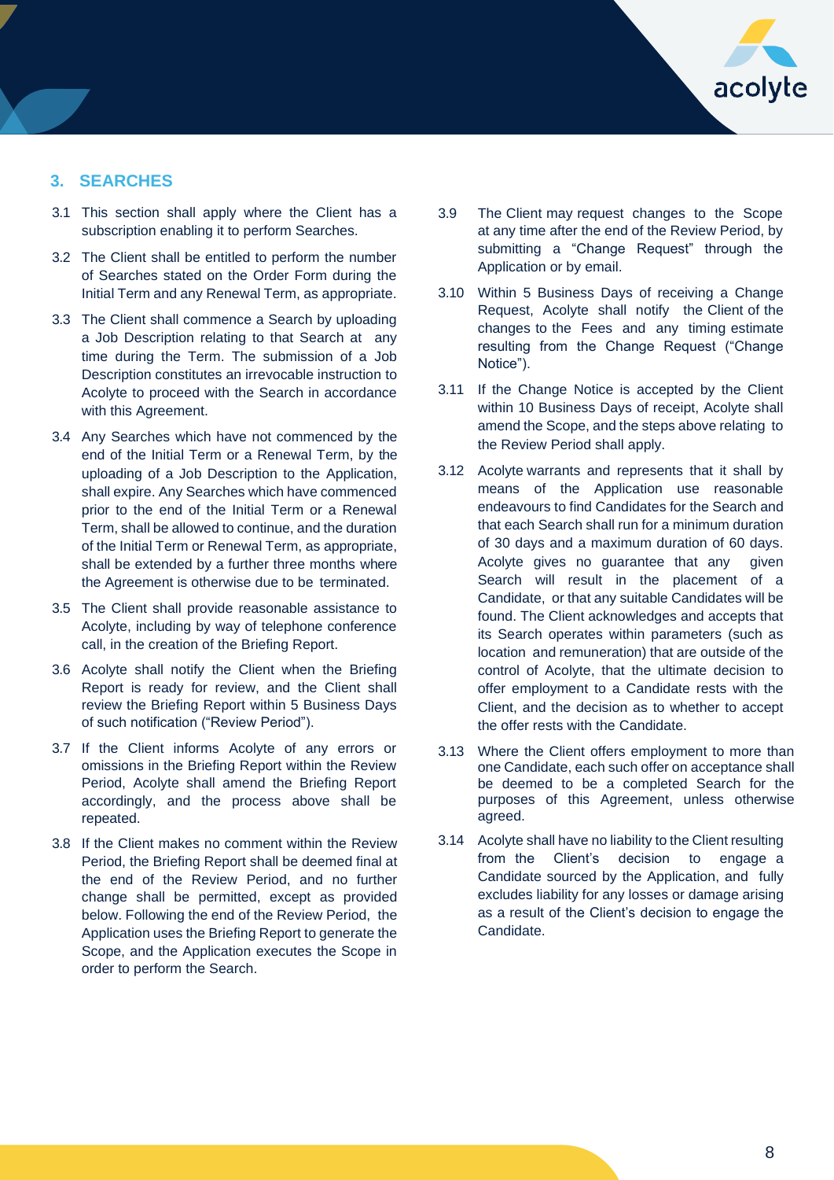## 3. SEARCHES

3.1 This section shall apply where the Client has a subscription enabling it to perform Searches.

3.2 The Client shall be entitled to perform the number of Searches stated on the Order Form during the Initial Term and any Renewal Term, as appropriate.

3.3 The Client shall commence a Search by uploading a Job Description relating to that Search at any time during the Term. The submission of a Job Description constitutes an irrevocable instruction to Acolyte to proceed with the Search in accordance with this Agreement.

3.4 Any Searches which have not commenced by the end of the Initial Term or a Renewal Term, by the uploading of a Job Description to the Application, shall expire. Any Searches which have commenced prior to the end of the Initial Term or a Renewal Term, shall be allowed to continue, and the duration of the Initial Term or Renewal Term, as appropriate, shall be extended by a further three months where the Agreement is otherwise due to be terminated.

3.5 The Client shall provide reasonable assistance to Acolyte, including by way of telephone conference call, in the creation of the Briefing Report.

3.6 Acolyte shall notify the Client when the Briefing Report is ready for review, and the Client shall review the Briefing Report within 5 Business Days of such notification ("Review Period").

3.7 If the Client informs Acolyte of any errors or omissions in the Briefing Report within the Review Period, Acolyte shall amend the Briefing Report accordingly, and the process above shall be repeated.

3.8 If the Client makes no comment within the Review Period, the Briefing Report shall be deemed final at the end of the Review Period, and no further change shall be permitted, except as provided below. Following the end of the Review Period, the Application uses the Briefing Report to generate the Scope, and the Application executes the Scope in order to perform the Search.

3.9 The Client may request changes to the Scope at any time after the end of the Review Period, by submitting a "Change Request" through the Application or by email.

3.10 Within 5 Business Days of receiving a Change Request, Acolyte shall notify the Client of the changes to the Fees and any timing estimate resulting from the Change Request ("Change Notice").

3.11 If the Change Notice is accepted by the Client within 10 Business Days of receipt, Acolyte shall amend the Scope, and the steps above relating to the Review Period shall apply.

3.12 Acolyte warrants and represents that it shall by means of the Application use reasonable endeavours to find Candidates for the Search and that each Search shall run for a minimum duration of 30 days and a maximum duration of 60 days. Acolyte gives no guarantee that any given Search will result in the placement of a Candidate, or that any suitable Candidates will be found. The Client acknowledges and accepts that its Search operates within parameters (such as location and remuneration) that are outside of the control of Acolyte, that the ultimate decision to offer employment to a Candidate rests with the Client, and the decision as to whether to accept the offer rests with the Candidate.

3.13 Where the Client offers employment to more than one Candidate, each such offer on acceptance shall be deemed to be a completed Search for the purposes of this Agreement, unless otherwise agreed.

3.14 Acolyte shall have no liability to the Client resulting from the Client's decision to engage a Candidate sourced by the Application, and fully excludes liability for any losses or damage arising as a result of the Client's decision to engage the Candidate.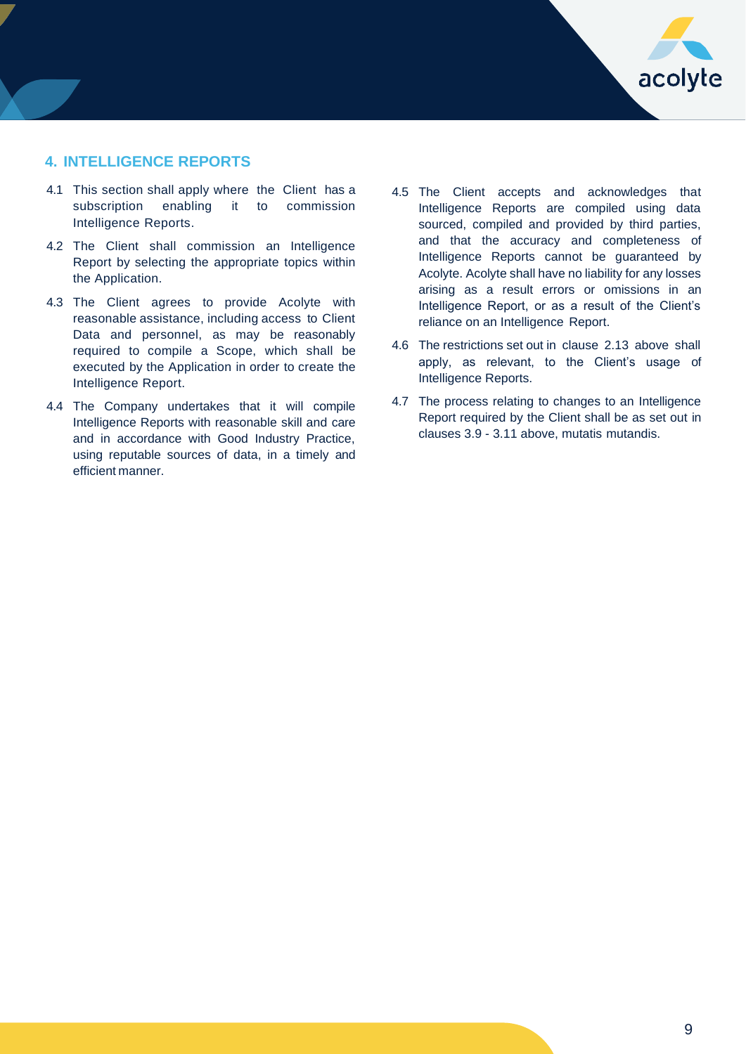## 4. INTELLIGENCE REPORTS

4.1 This section shall apply where the Client has a subscription enabling it to commission Intelligence Reports.

4.2 The Client shall commission an Intelligence Report by selecting the appropriate topics within the Application.

4.3 The Client agrees to provide Acolyte with reasonable assistance, including access to Client Data and personnel, as may be reasonably required to compile a Scope, which shall be executed by the Application in order to create the Intelligence Report.

4.4 The Company undertakes that it will compile Intelligence Reports with reasonable skill and care and in accordance with Good Industry Practice, using reputable sources of data, in a timely and efficient manner.

4.5 The Client accepts and acknowledges that Intelligence Reports are compiled using data sourced, compiled and provided by third parties, and that the accuracy and completeness of Intelligence Reports cannot be guaranteed by Acolyte. Acolyte shall have no liability for any losses arising as a result errors or omissions in an Intelligence Report, or as a result of the Client's reliance on an Intelligence Report.

4.6 The restrictions set out in clause 2.13 above shall apply, as relevant, to the Client's usage of Intelligence Reports.

4.7 The process relating to changes to an Intelligence Report required by the Client shall be as set out in clauses 3.9 - 3.11 above, mutatis mutandis.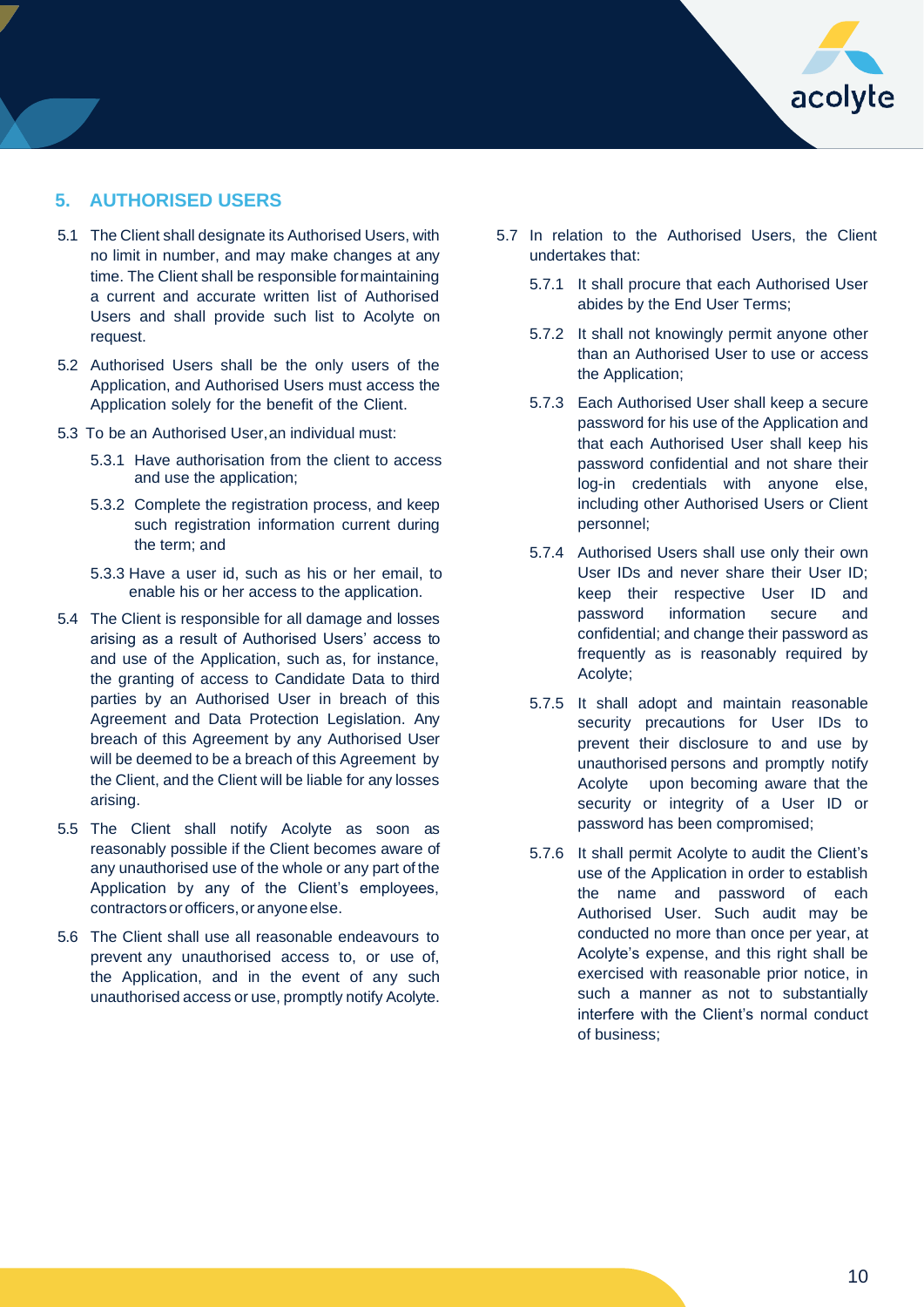## 5. AUTHORISED USERS

5.1 The Client shall designate its Authorised Users, with no limit in number, and may make changes at any time. The Client shall be responsible for maintaining a current and accurate written list of Authorised Users and shall provide such list to Acolyte on request.

5.2 Authorised Users shall be the only users of the Application, and Authorised Users must access the Application solely for the benefit of the Client.

5.3 To be an Authorised User, an individual must:

5.3.1 Have authorisation from the client to access and use the application;

5.3.2 Complete the registration process, and keep such registration information current during the term; and

5.3.3 Have a user id, such as his or her email, to enable his or her access to the application.

5.4 The Client is responsible for all damage and losses arising as a result of Authorised Users' access to and use of the Application, such as, for instance, the granting of access to Candidate Data to third parties by an Authorised User in breach of this Agreement and Data Protection Legislation. Any breach of this Agreement by any Authorised User will be deemed to be a breach of this Agreement by the Client, and the Client will be liable for any losses arising.

5.5 The Client shall notify Acolyte as soon as reasonably possible if the Client becomes aware of any unauthorised use of the whole or any part of the Application by any of the Client's employees, contractors or officers, or anyone else.

5.6 The Client shall use all reasonable endeavours to prevent any unauthorised access to, or use of, the Application, and in the event of any such unauthorised access or use, promptly notify Acolyte.

5.7 In relation to the Authorised Users, the Client undertakes that:

5.7.1 It shall procure that each Authorised User abides by the End User Terms;

5.7.2 It shall not knowingly permit anyone other than an Authorised User to use or access the Application;

5.7.3 Each Authorised User shall keep a secure password for his use of the Application and that each Authorised User shall keep his password confidential and not share their log-in credentials with anyone else, including other Authorised Users or Client personnel;

5.7.4 Authorised Users shall use only their own User IDs and never share their User ID; keep their respective User ID and password information secure and confidential; and change their password as frequently as is reasonably required by Acolyte;

5.7.5 It shall adopt and maintain reasonable security precautions for User IDs to prevent their disclosure to and use by unauthorised persons and promptly notify Acolyte upon becoming aware that the security or integrity of a User ID or password has been compromised;

5.7.6 It shall permit Acolyte to audit the Client's use of the Application in order to establish the name and password of each Authorised User. Such audit may be conducted no more than once per year, at Acolyte's expense, and this right shall be exercised with reasonable prior notice, in such a manner as not to substantially interfere with the Client's normal conduct of business;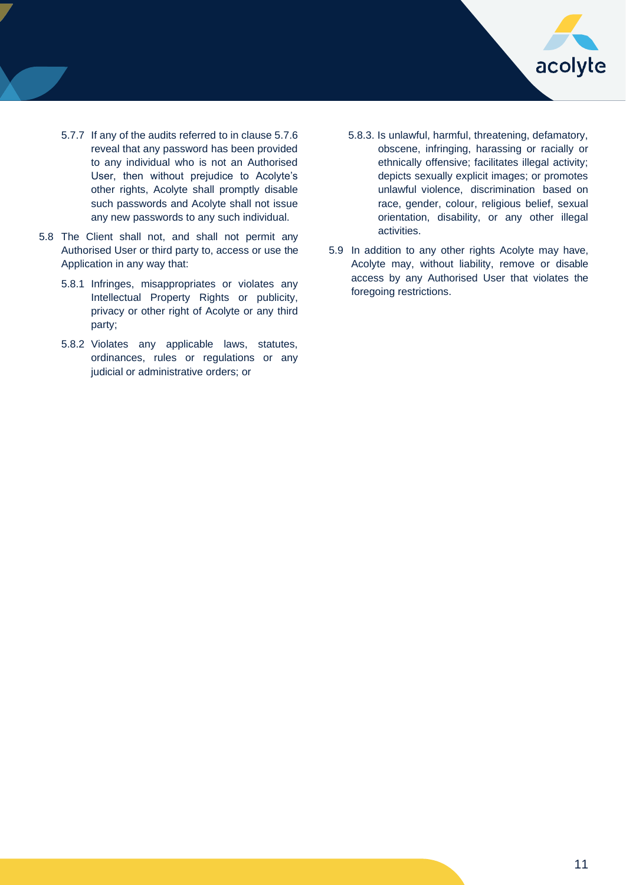5.7.7 If any of the audits referred to in clause 5.7.6 reveal that any password has been provided to any individual who is not an Authorised User, then without prejudice to Acolyte's other rights, Acolyte shall promptly disable such passwords and Acolyte shall not issue any new passwords to any such individual.

5.8 The Client shall not, and shall not permit any Authorised User or third party to, access or use the Application in any way that:

5.8.1 Infringes, misappropriates or violates any Intellectual Property Rights or publicity, privacy or other right of Acolyte or any third party;

5.8.2 Violates any applicable laws, statutes, ordinances, rules or regulations or any judicial or administrative orders; or

5.8.3. Is unlawful, harmful, threatening, defamatory, obscene, infringing, harassing or racially or ethnically offensive; facilitates illegal activity; depicts sexually explicit images; or promotes unlawful violence, discrimination based on race, gender, colour, religious belief, sexual orientation, disability, or any other illegal activities.

5.9 In addition to any other rights Acolyte may have, Acolyte may, without liability, remove or disable access by any Authorised User that violates the foregoing restrictions.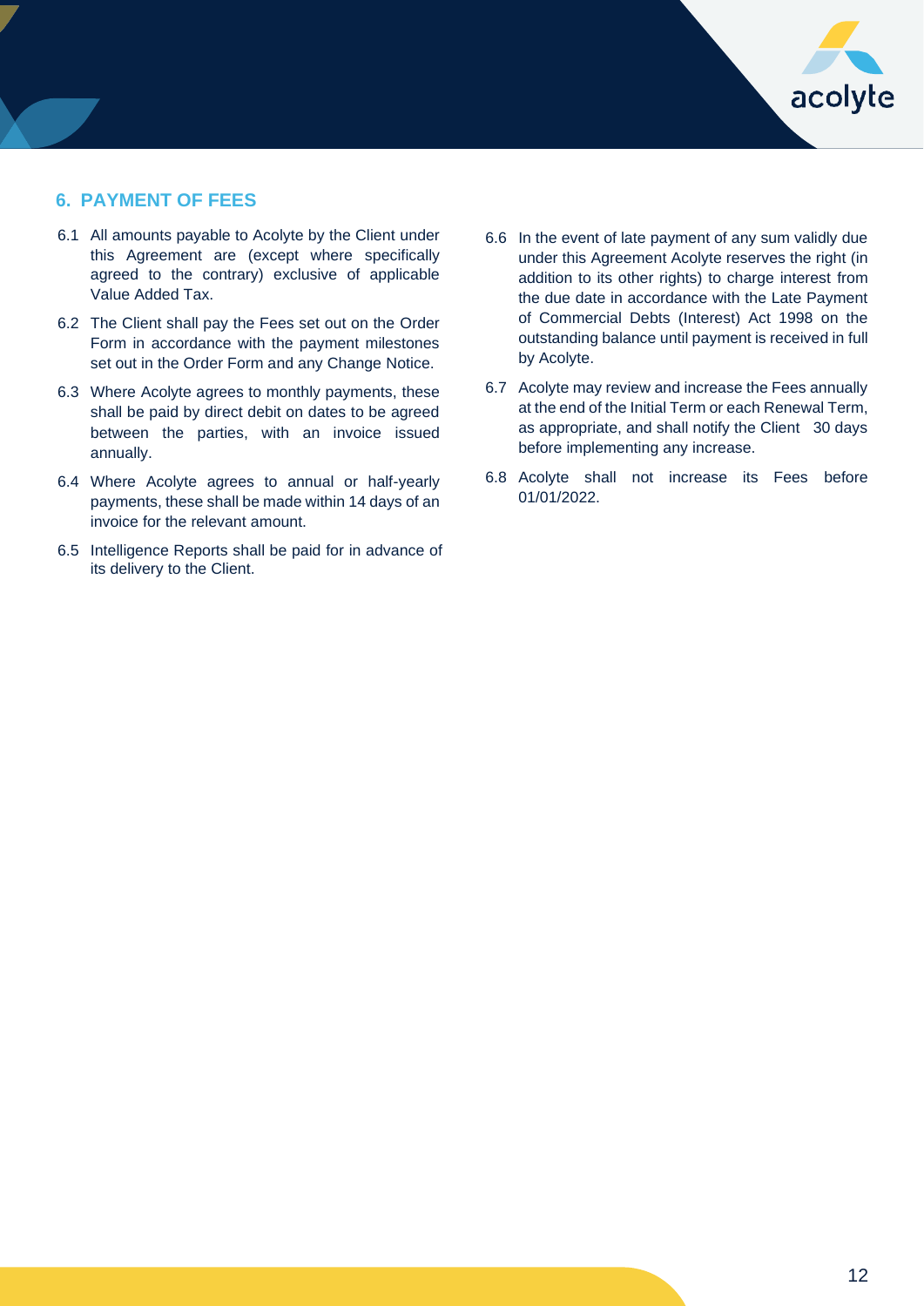## 6. PAYMENT OF FEES

6.1 All amounts payable to Acolyte by the Client under this Agreement are (except where specifically agreed to the contrary) exclusive of applicable Value Added Tax.

6.2 The Client shall pay the Fees set out on the Order Form in accordance with the payment milestones set out in the Order Form and any Change Notice.

6.3 Where Acolyte agrees to monthly payments, these shall be paid by direct debit on dates to be agreed between the parties, with an invoice issued annually.

6.4 Where Acolyte agrees to annual or half-yearly payments, these shall be made within 14 days of an invoice for the relevant amount.

6.5 Intelligence Reports shall be paid for in advance of its delivery to the Client.

6.6 In the event of late payment of any sum validly due under this Agreement Acolyte reserves the right (in addition to its other rights) to charge interest from the due date in accordance with the Late Payment of Commercial Debts (Interest) Act 1998 on the outstanding balance until payment is received in full by Acolyte.

6.7 Acolyte may review and increase the Fees annually at the end of the Initial Term or each Renewal Term, as appropriate, and shall notify the Client 30 days before implementing any increase.

6.8 Acolyte shall not increase its Fees before 01/01/2022.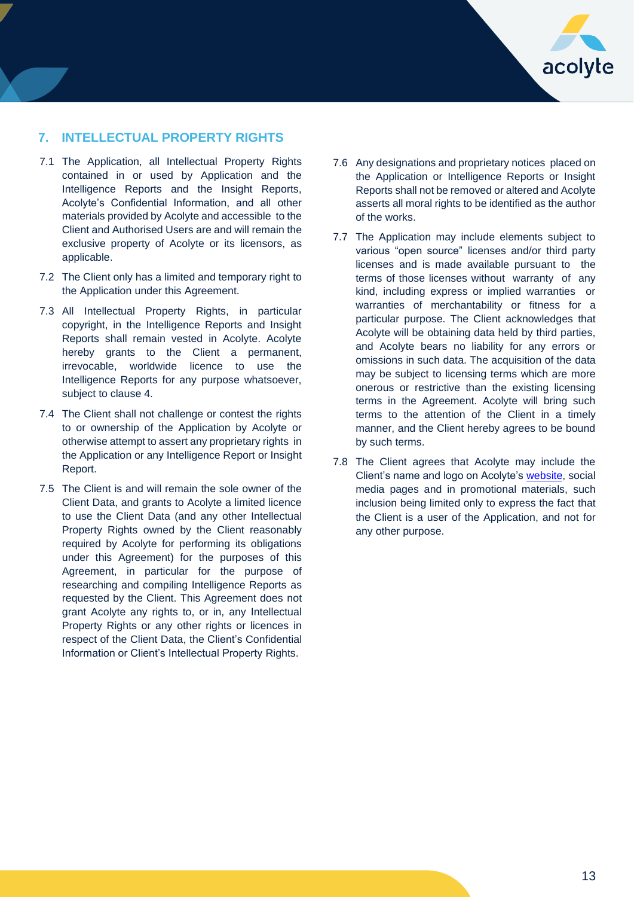## 7. INTELLECTUAL PROPERTY RIGHTS

7.1 The Application, all Intellectual Property Rights contained in or used by Application and the Intelligence Reports and the Insight Reports, Acolyte's Confidential Information, and all other materials provided by Acolyte and accessible to the Client and Authorised Users are and will remain the exclusive property of Acolyte or its licensors, as applicable.

7.2 The Client only has a limited and temporary right to the Application under this Agreement.

7.3 All Intellectual Property Rights, in particular copyright, in the Intelligence Reports and Insight Reports shall remain vested in Acolyte. Acolyte hereby grants to the Client a permanent, irrevocable, worldwide licence to use the Intelligence Reports for any purpose whatsoever, subject to clause 4.

7.4 The Client shall not challenge or contest the rights to or ownership of the Application by Acolyte or otherwise attempt to assert any proprietary rights in the Application or any Intelligence Report or Insight Report.

7.5 The Client is and will remain the sole owner of the Client Data, and grants to Acolyte a limited licence to use the Client Data (and any other Intellectual Property Rights owned by the Client reasonably required by Acolyte for performing its obligations under this Agreement) for the purposes of this Agreement, in particular for the purpose of researching and compiling Intelligence Reports as requested by the Client. This Agreement does not grant Acolyte any rights to, or in, any Intellectual Property Rights or any other rights or licences in respect of the Client Data, the Client's Confidential Information or Client's Intellectual Property Rights.

7.6 Any designations and proprietary notices placed on the Application or Intelligence Reports or Insight Reports shall not be removed or altered and Acolyte asserts all moral rights to be identified as the author of the works.

7.7 The Application may include elements subject to various "open source" licenses and/or third party licenses and is made available pursuant to the terms of those licenses without warranty of any kind, including express or implied warranties or warranties of merchantability or fitness for a particular purpose. The Client acknowledges that Acolyte will be obtaining data held by third parties, and Acolyte bears no liability for any errors or omissions in such data. The acquisition of the data may be subject to licensing terms which are more onerous or restrictive than the existing licensing terms in the Agreement. Acolyte will bring such terms to the attention of the Client in a timely manner, and the Client hereby agrees to be bound by such terms.

7.8 The Client agrees that Acolyte may include the Client's name and logo on Acolyte's website, social media pages and in promotional materials, such inclusion being limited only to express the fact that the Client is a user of the Application, and not for any other purpose.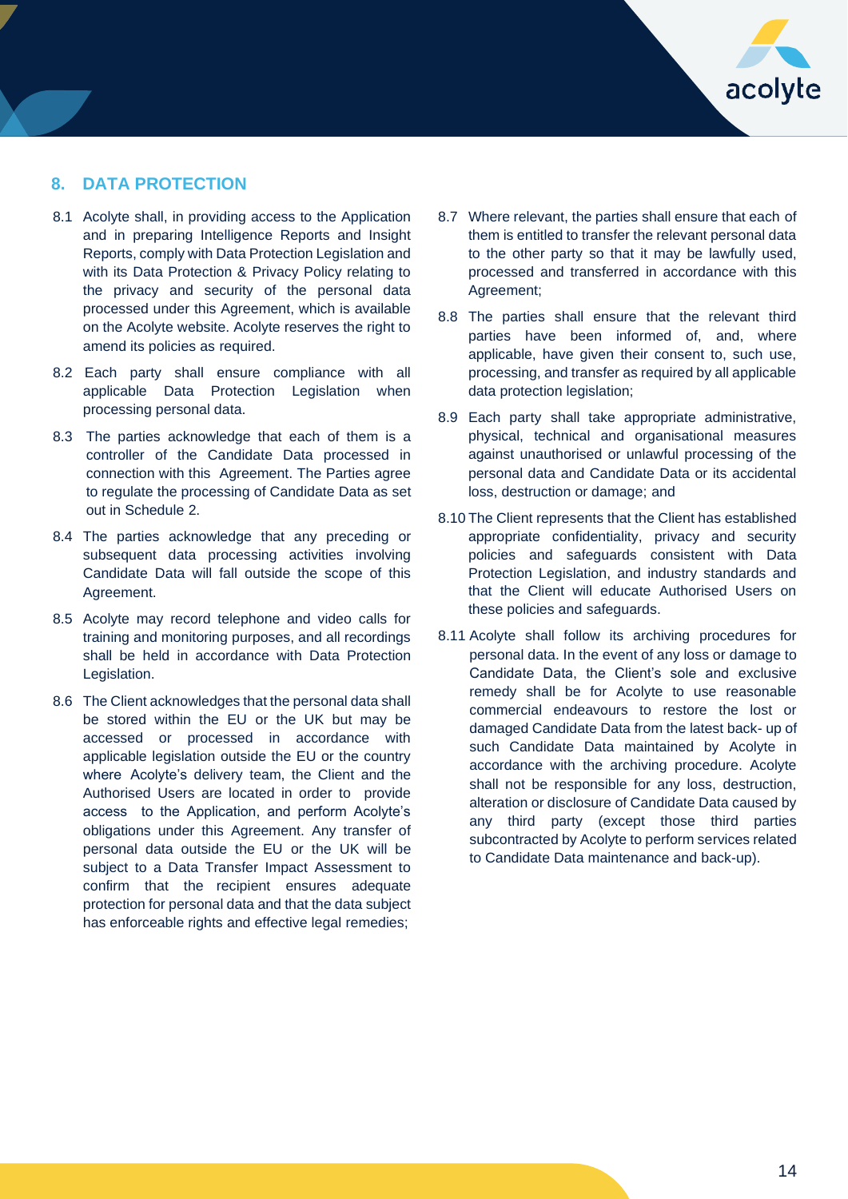## 8. DATA PROTECTION

8.1 Acolyte shall, in providing access to the Application and in preparing Intelligence Reports and Insight Reports, comply with Data Protection Legislation and with its Data Protection & Privacy Policy relating to the privacy and security of the personal data processed under this Agreement, which is available on the Acolyte website. Acolyte reserves the right to amend its policies as required.

8.2 Each party shall ensure compliance with all applicable Data Protection Legislation when processing personal data.

8.3 The parties acknowledge that each of them is a controller of the Candidate Data processed in connection with this Agreement. The Parties agree to regulate the processing of Candidate Data as set out in Schedule 2.

8.4 The parties acknowledge that any preceding or subsequent data processing activities involving Candidate Data will fall outside the scope of this Agreement.

8.5 Acolyte may record telephone and video calls for training and monitoring purposes, and all recordings shall be held in accordance with Data Protection Legislation.

8.6 The Client acknowledges that the personal data shall be stored within the EU or the UK but may be accessed or processed in accordance with applicable legislation outside the EU or the country where Acolyte's delivery team, the Client and the Authorised Users are located in order to provide access to the Application, and perform Acolyte's obligations under this Agreement. Any transfer of personal data outside the EU or the UK will be subject to a Data Transfer Impact Assessment to confirm that the recipient ensures adequate protection for personal data and that the data subject has enforceable rights and effective legal remedies;

8.7 Where relevant, the parties shall ensure that each of them is entitled to transfer the relevant personal data to the other party so that it may be lawfully used, processed and transferred in accordance with this Agreement;

8.8 The parties shall ensure that the relevant third parties have been informed of, and, where applicable, have given their consent to, such use, processing, and transfer as required by all applicable data protection legislation;

8.9 Each party shall take appropriate administrative, physical, technical and organisational measures against unauthorised or unlawful processing of the personal data and Candidate Data or its accidental loss, destruction or damage; and

8.10 The Client represents that the Client has established appropriate confidentiality, privacy and security policies and safeguards consistent with Data Protection Legislation, and industry standards and that the Client will educate Authorised Users on these policies and safeguards.

8.11 Acolyte shall follow its archiving procedures for personal data. In the event of any loss or damage to Candidate Data, the Client's sole and exclusive remedy shall be for Acolyte to use reasonable commercial endeavours to restore the lost or damaged Candidate Data from the latest back- up of such Candidate Data maintained by Acolyte in accordance with the archiving procedure. Acolyte shall not be responsible for any loss, destruction, alteration or disclosure of Candidate Data caused by any third party (except those third parties subcontracted by Acolyte to perform services related to Candidate Data maintenance and back-up).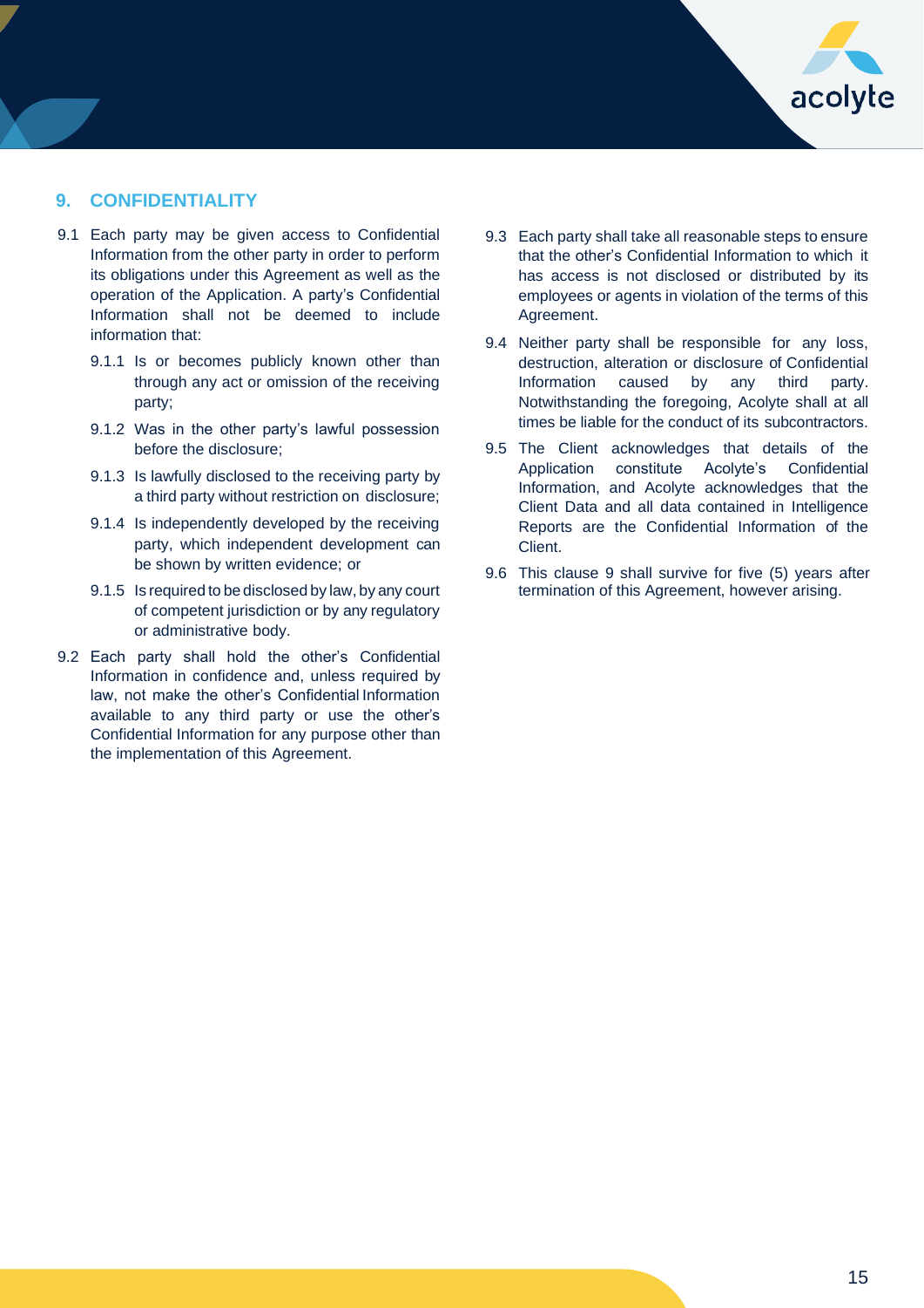## 9. CONFIDENTIALITY

9.1 Each party may be given access to Confidential Information from the other party in order to perform its obligations under this Agreement as well as the operation of the Application. A party's Confidential Information shall not be deemed to include information that:

- 9.1.1 Is or becomes publicly known other than through any act or omission of the receiving party;
- 9.1.2 Was in the other party's lawful possession before the disclosure;
- 9.1.3 Is lawfully disclosed to the receiving party by a third party without restriction on disclosure;
- 9.1.4 Is independently developed by the receiving party, which independent development can be shown by written evidence; or
- 9.1.5 Is required to be disclosed by law, by any court of competent jurisdiction or by any regulatory or administrative body.

9.2 Each party shall hold the other's Confidential Information in confidence and, unless required by law, not make the other's Confidential Information available to any third party or use the other's Confidential Information for any purpose other than the implementation of this Agreement.

9.3 Each party shall take all reasonable steps to ensure that the other's Confidential Information to which it has access is not disclosed or distributed by its employees or agents in violation of the terms of this Agreement.

9.4 Neither party shall be responsible for any loss, destruction, alteration or disclosure of Confidential Information caused by any third party. Notwithstanding the foregoing, Acolyte shall at all times be liable for the conduct of its subcontractors.

9.5 The Client acknowledges that details of the Application constitute Acolyte's Confidential Information, and Acolyte acknowledges that the Client Data and all data contained in Intelligence Reports are the Confidential Information of the Client.

9.6 This clause 9 shall survive for five (5) years after termination of this Agreement, however arising.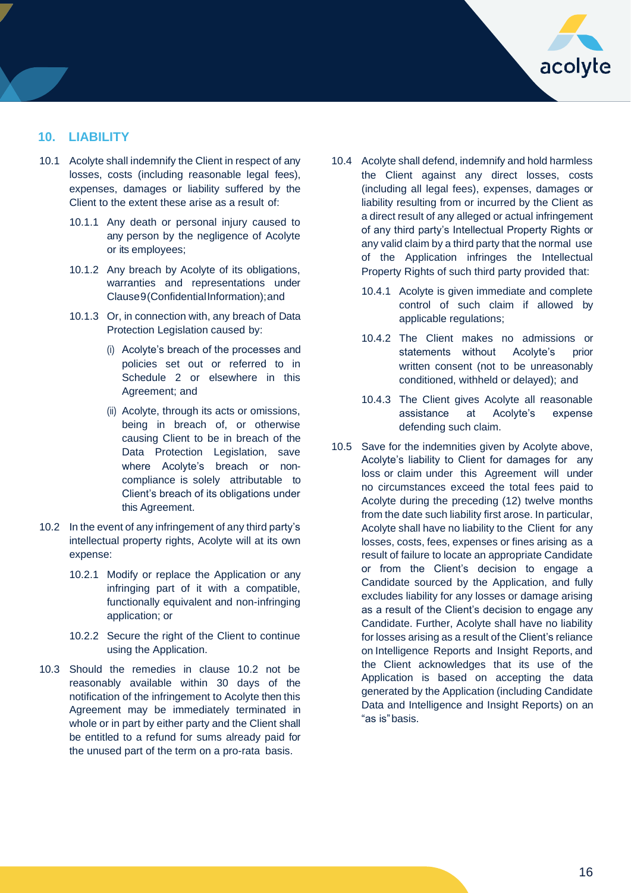## 10. LIABILITY

10.1 Acolyte shall indemnify the Client in respect of any losses, costs (including reasonable legal fees), expenses, damages or liability suffered by the Client to the extent these arise as a result of:

10.1.1 Any death or personal injury caused to any person by the negligence of Acolyte or its employees;

10.1.2 Any breach by Acolyte of its obligations, warranties and representations under Clause 9 (Confidential Information); and

10.1.3 Or, in connection with, any breach of Data Protection Legislation caused by:

(i) Acolyte's breach of the processes and policies set out or referred to in Schedule 2 or elsewhere in this Agreement; and

(ii) Acolyte, through its acts or omissions, being in breach of, or otherwise causing Client to be in breach of the Data Protection Legislation, save where Acolyte's breach or non-compliance is solely attributable to Client's breach of its obligations under this Agreement.

10.2 In the event of any infringement of any third party's intellectual property rights, Acolyte will at its own expense:

10.2.1 Modify or replace the Application or any infringing part of it with a compatible, functionally equivalent and non-infringing application; or

10.2.2 Secure the right of the Client to continue using the Application.

10.3 Should the remedies in clause 10.2 not be reasonably available within 30 days of the notification of the infringement to Acolyte then this Agreement may be immediately terminated in whole or in part by either party and the Client shall be entitled to a refund for sums already paid for the unused part of the term on a pro-rata basis.

10.4 Acolyte shall defend, indemnify and hold harmless the Client against any direct losses, costs (including all legal fees), expenses, damages or liability resulting from or incurred by the Client as a direct result of any alleged or actual infringement of any third party's Intellectual Property Rights or any valid claim by a third party that the normal use of the Application infringes the Intellectual Property Rights of such third party provided that:

10.4.1 Acolyte is given immediate and complete control of such claim if allowed by applicable regulations;

10.4.2 The Client makes no admissions or statements without Acolyte's prior written consent (not to be unreasonably conditioned, withheld or delayed); and

10.4.3 The Client gives Acolyte all reasonable assistance at Acolyte's expense defending such claim.

10.5 Save for the indemnities given by Acolyte above, Acolyte's liability to Client for damages for any loss or claim under this Agreement will under no circumstances exceed the total fees paid to Acolyte during the preceding (12) twelve months from the date such liability first arose. In particular, Acolyte shall have no liability to the Client for any losses, costs, fees, expenses or fines arising as a result of failure to locate an appropriate Candidate or from the Client's decision to engage a Candidate sourced by the Application, and fully excludes liability for any losses or damage arising as a result of the Client's decision to engage any Candidate. Further, Acolyte shall have no liability for losses arising as a result of the Client's reliance on Intelligence Reports and Insight Reports, and the Client acknowledges that its use of the Application is based on accepting the data generated by the Application (including Candidate Data and Intelligence and Insight Reports) on an "as is" basis.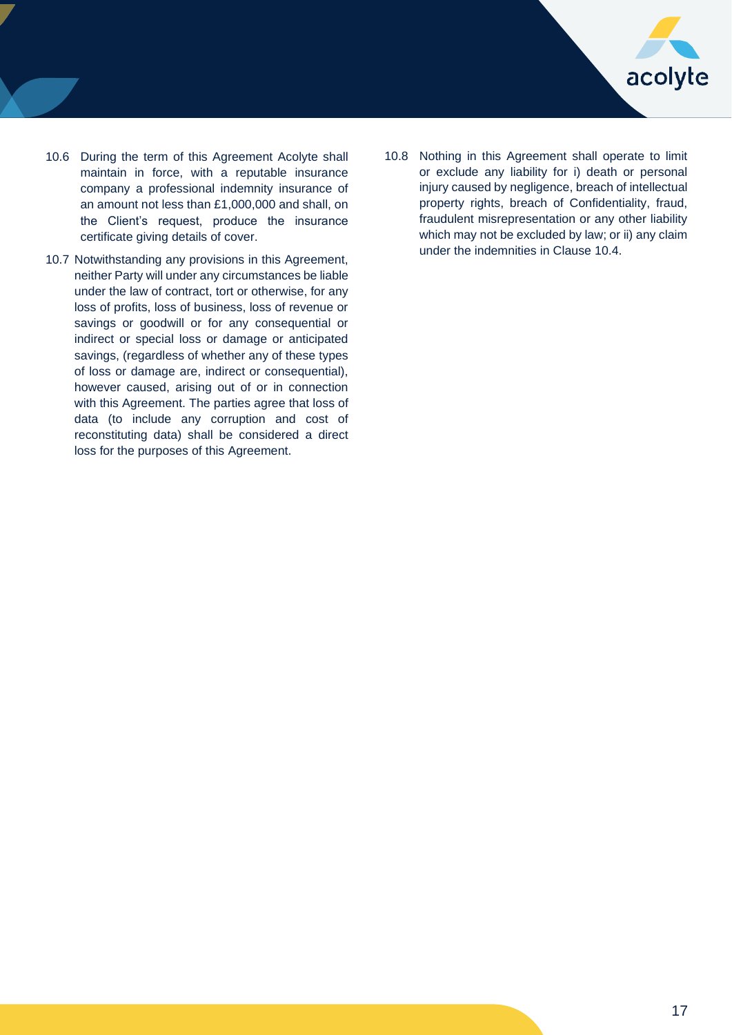10.6 During the term of this Agreement Acolyte shall maintain in force, with a reputable insurance company a professional indemnity insurance of an amount not less than £1,000,000 and shall, on the Client's request, produce the insurance certificate giving details of cover.

10.7 Notwithstanding any provisions in this Agreement, neither Party will under any circumstances be liable under the law of contract, tort or otherwise, for any loss of profits, loss of business, loss of revenue or savings or goodwill or for any consequential or indirect or special loss or damage or anticipated savings, (regardless of whether any of these types of loss or damage are, indirect or consequential), however caused, arising out of or in connection with this Agreement. The parties agree that loss of data (to include any corruption and cost of reconstituting data) shall be considered a direct loss for the purposes of this Agreement.

10.8 Nothing in this Agreement shall operate to limit or exclude any liability for i) death or personal injury caused by negligence, breach of intellectual property rights, breach of Confidentiality, fraud, fraudulent misrepresentation or any other liability which may not be excluded by law; or ii) any claim under the indemnities in Clause 10.4.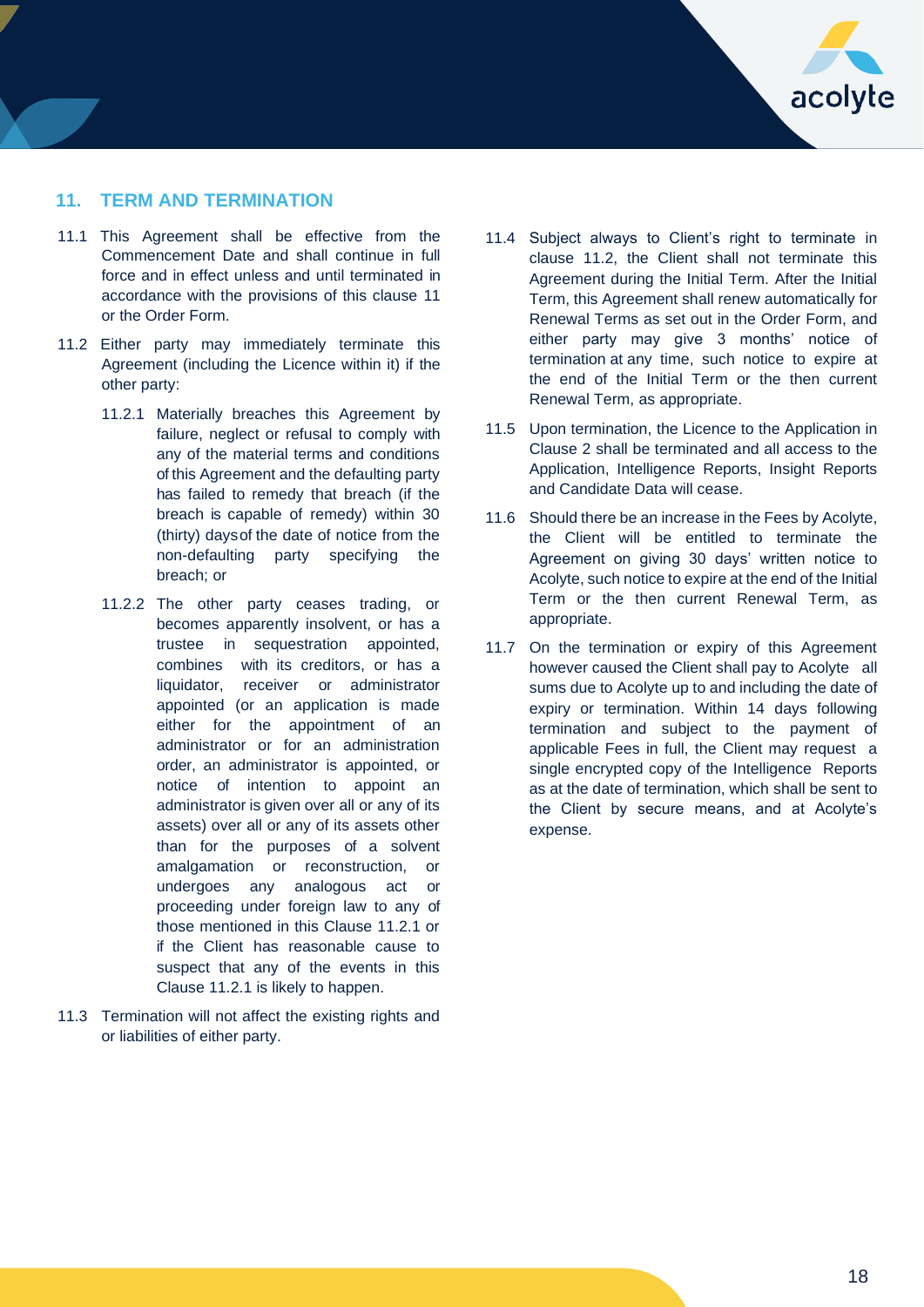## 11. TERM AND TERMINATION

11.1 This Agreement shall be effective from the Commencement Date and shall continue in full force and in effect unless and until terminated in accordance with the provisions of this clause 11 or the Order Form.

11.2 Either party may immediately terminate this Agreement (including the Licence within it) if the other party:

11.2.1 Materially breaches this Agreement by failure, neglect or refusal to comply with any of the material terms and conditions of this Agreement and the defaulting party has failed to remedy that breach (if the breach is capable of remedy) within 30 (thirty) days of the date of notice from the non-defaulting party specifying the breach; or

11.2.2 The other party ceases trading, or becomes apparently insolvent, or has a trustee in sequestration appointed, combines with its creditors, or has a liquidator, receiver or administrator appointed (or an application is made either for the appointment of an administrator or for an administration order, an administrator is appointed, or notice of intention to appoint an administrator is given over all or any of its assets) over all or any of its assets other than for the purposes of a solvent amalgamation or reconstruction, or undergoes any analogous act or proceeding under foreign law to any of those mentioned in this Clause 11.2.1 or if the Client has reasonable cause to suspect that any of the events in this Clause 11.2.1 is likely to happen.

11.3 Termination will not affect the existing rights and or liabilities of either party.

11.4 Subject always to Client's right to terminate in clause 11.2, the Client shall not terminate this Agreement during the Initial Term. After the Initial Term, this Agreement shall renew automatically for Renewal Terms as set out in the Order Form, and either party may give 3 months' notice of termination at any time, such notice to expire at the end of the Initial Term or the then current Renewal Term, as appropriate.

11.5 Upon termination, the Licence to the Application in Clause 2 shall be terminated and all access to the Application, Intelligence Reports, Insight Reports and Candidate Data will cease.

11.6 Should there be an increase in the Fees by Acolyte, the Client will be entitled to terminate the Agreement on giving 30 days' written notice to Acolyte, such notice to expire at the end of the Initial Term or the then current Renewal Term, as appropriate.

11.7 On the termination or expiry of this Agreement however caused the Client shall pay to Acolyte all sums due to Acolyte up to and including the date of expiry or termination. Within 14 days following termination and subject to the payment of applicable Fees in full, the Client may request a single encrypted copy of the Intelligence Reports as at the date of termination, which shall be sent to the Client by secure means, and at Acolyte's expense.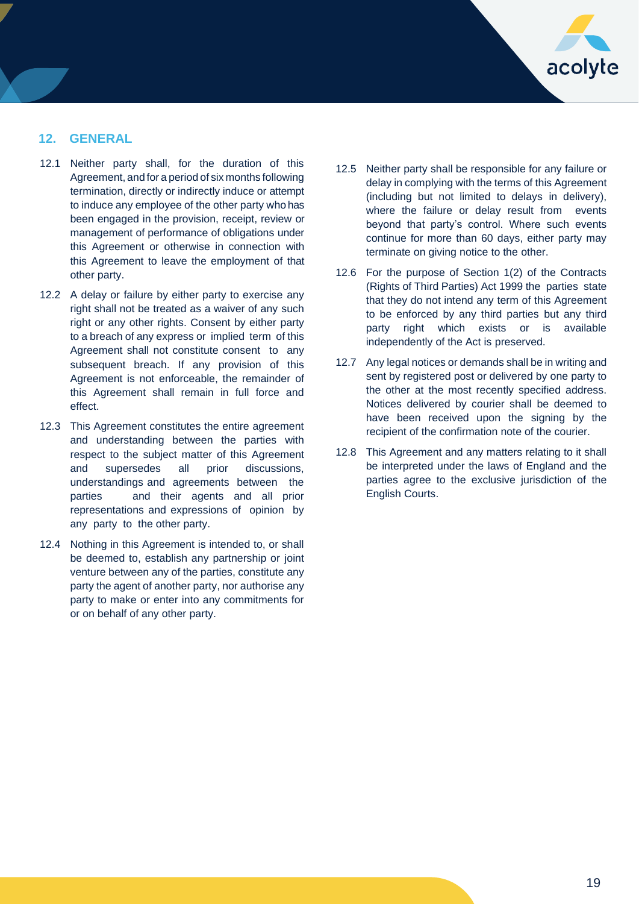## 12. GENERAL

12.1 Neither party shall, for the duration of this Agreement, and for a period of six months following termination, directly or indirectly induce or attempt to induce any employee of the other party who has been engaged in the provision, receipt, review or management of performance of obligations under this Agreement or otherwise in connection with this Agreement to leave the employment of that other party.

12.2 A delay or failure by either party to exercise any right shall not be treated as a waiver of any such right or any other rights. Consent by either party to a breach of any express or implied term of this Agreement shall not constitute consent to any subsequent breach. If any provision of this Agreement is not enforceable, the remainder of this Agreement shall remain in full force and effect.

12.3 This Agreement constitutes the entire agreement and understanding between the parties with respect to the subject matter of this Agreement and supersedes all prior discussions, understandings and agreements between the parties and their agents and all prior representations and expressions of opinion by any party to the other party.

12.4 Nothing in this Agreement is intended to, or shall be deemed to, establish any partnership or joint venture between any of the parties, constitute any party the agent of another party, nor authorise any party to make or enter into any commitments for or on behalf of any other party.

12.5 Neither party shall be responsible for any failure or delay in complying with the terms of this Agreement (including but not limited to delays in delivery), where the failure or delay result from events beyond that party's control. Where such events continue for more than 60 days, either party may terminate on giving notice to the other.

12.6 For the purpose of Section 1(2) of the Contracts (Rights of Third Parties) Act 1999 the parties state that they do not intend any term of this Agreement to be enforced by any third parties but any third party right which exists or is available independently of the Act is preserved.

12.7 Any legal notices or demands shall be in writing and sent by registered post or delivered by one party to the other at the most recently specified address. Notices delivered by courier shall be deemed to have been received upon the signing by the recipient of the confirmation note of the courier.

12.8 This Agreement and any matters relating to it shall be interpreted under the laws of England and the parties agree to the exclusive jurisdiction of the English Courts.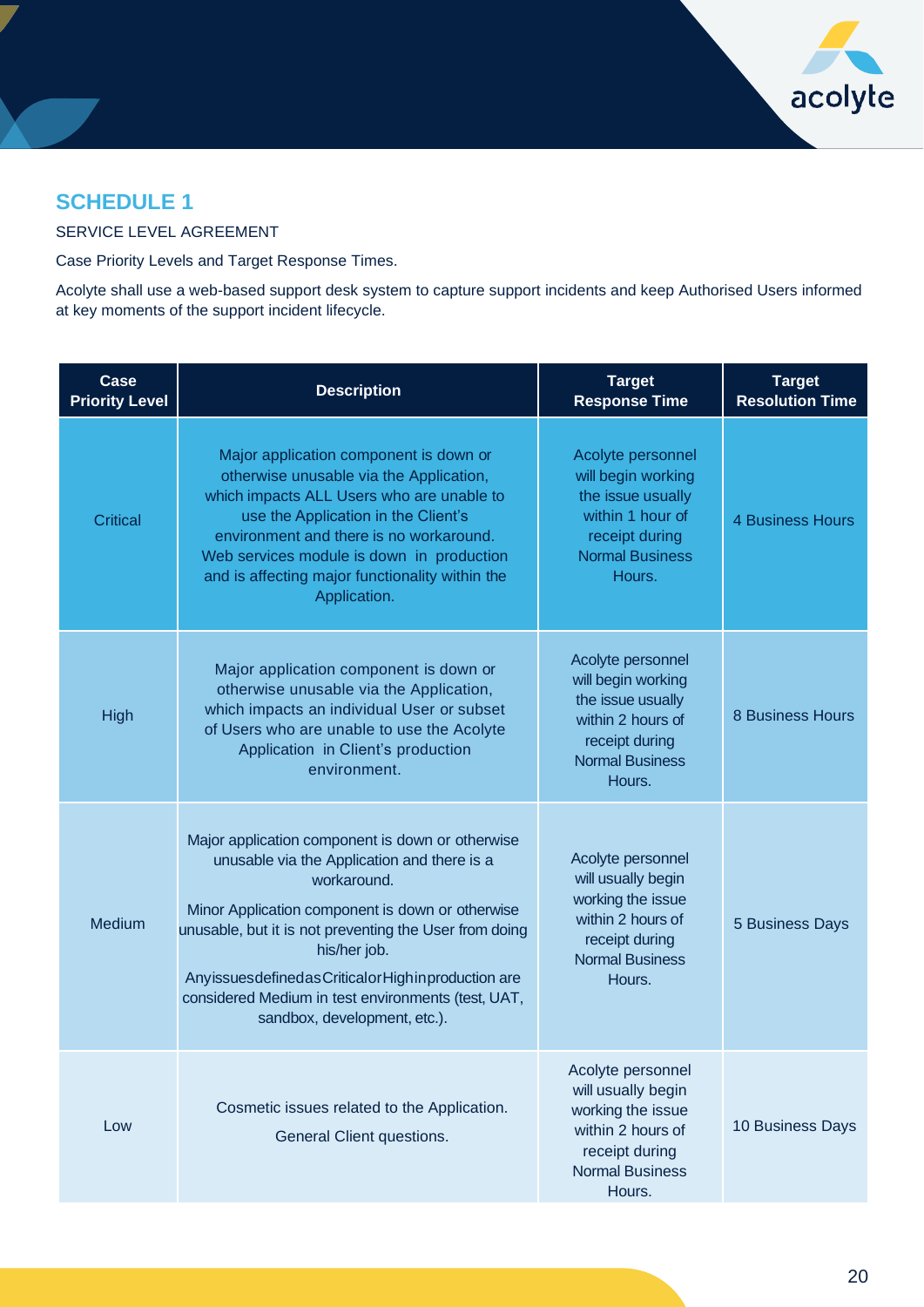## SCHEDULE 1

SERVICE LEVEL AGREEMENT

Case Priority Levels and Target Response Times.

Acolyte shall use a web-based support desk system to capture support incidents and keep Authorised Users informed at key moments of the support incident lifecycle.

| Case Priority Level | Description | Target Response Time | Target Resolution Time |
|---|---|---|---|
| Critical | Major application component is down or otherwise unusable via the Application, which impacts ALL Users who are unable to use the Application in the Client's environment and there is no workaround. Web services module is down in production and is affecting major functionality within the Application. | Acolyte personnel will begin working the issue usually within 1 hour of receipt during Normal Business Hours. | 4 Business Hours |
| High | Major application component is down or otherwise unusable via the Application, which impacts an individual User or subset of Users who are unable to use the Acolyte Application in Client's production environment. | Acolyte personnel will begin working the issue usually within 2 hours of receipt during Normal Business Hours. | 8 Business Hours |
| Medium | Major application component is down or otherwise unusable via the Application and there is a workaround.<br><br>Minor Application component is down or otherwise unusable, but it is not preventing the User from doing his/her job.<br><br>Any issues defined as Critical or High in production are considered Medium in test environments (test, UAT, sandbox, development, etc.). | Acolyte personnel will usually begin working the issue within 2 hours of receipt during Normal Business Hours. | 5 Business Days |
| Low | Cosmetic issues related to the Application.<br><br>General Client questions. | Acolyte personnel will usually begin working the issue within 2 hours of receipt during Normal Business Hours. | 10 Business Days |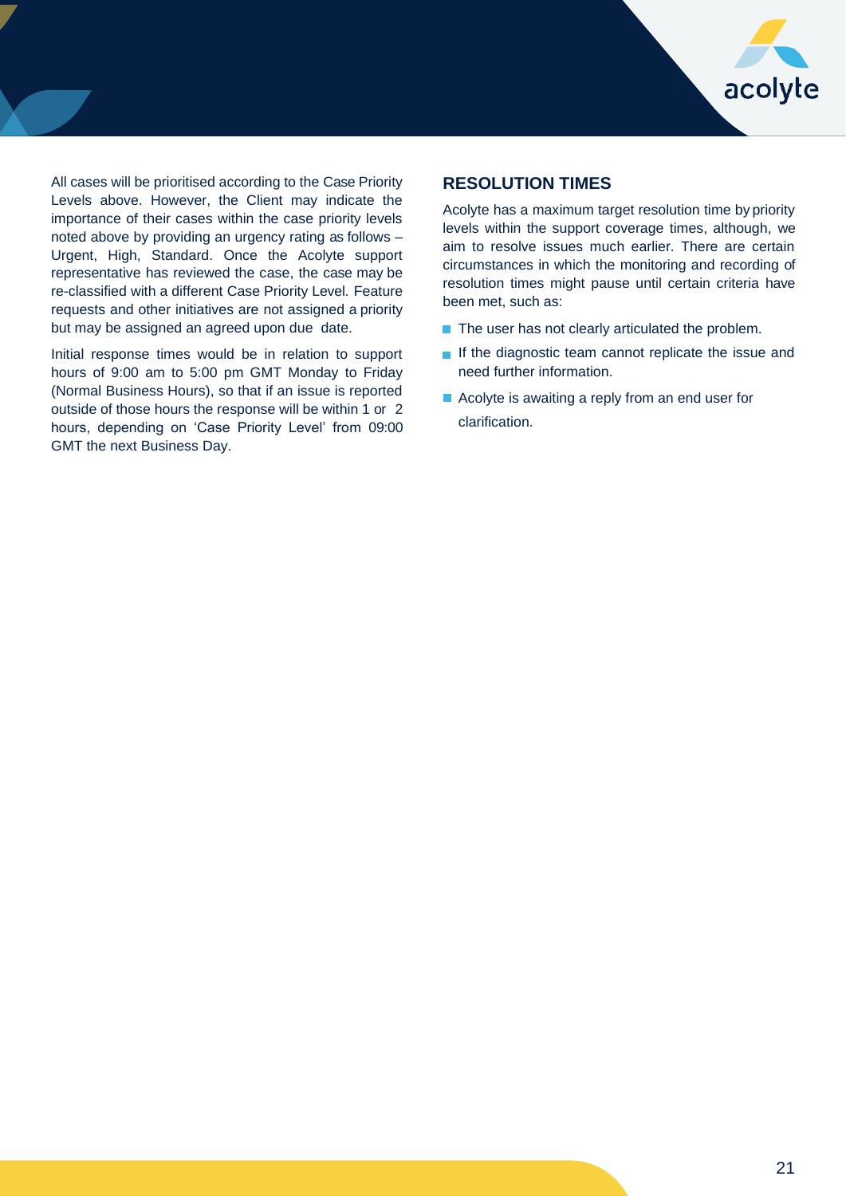All cases will be prioritised according to the Case Priority Levels above. However, the Client may indicate the importance of their cases within the case priority levels noted above by providing an urgency rating as follows – Urgent, High, Standard. Once the Acolyte support representative has reviewed the case, the case may be re-classified with a different Case Priority Level. Feature requests and other initiatives are not assigned a priority but may be assigned an agreed upon due date.

Initial response times would be in relation to support hours of 9:00 am to 5:00 pm GMT Monday to Friday (Normal Business Hours), so that if an issue is reported outside of those hours the response will be within 1 or 2 hours, depending on 'Case Priority Level' from 09:00 GMT the next Business Day.

## RESOLUTION TIMES

Acolyte has a maximum target resolution time by priority levels within the support coverage times, although, we aim to resolve issues much earlier. There are certain circumstances in which the monitoring and recording of resolution times might pause until certain criteria have been met, such as:

- The user has not clearly articulated the problem.
- If the diagnostic team cannot replicate the issue and need further information.
- Acolyte is awaiting a reply from an end user for clarification.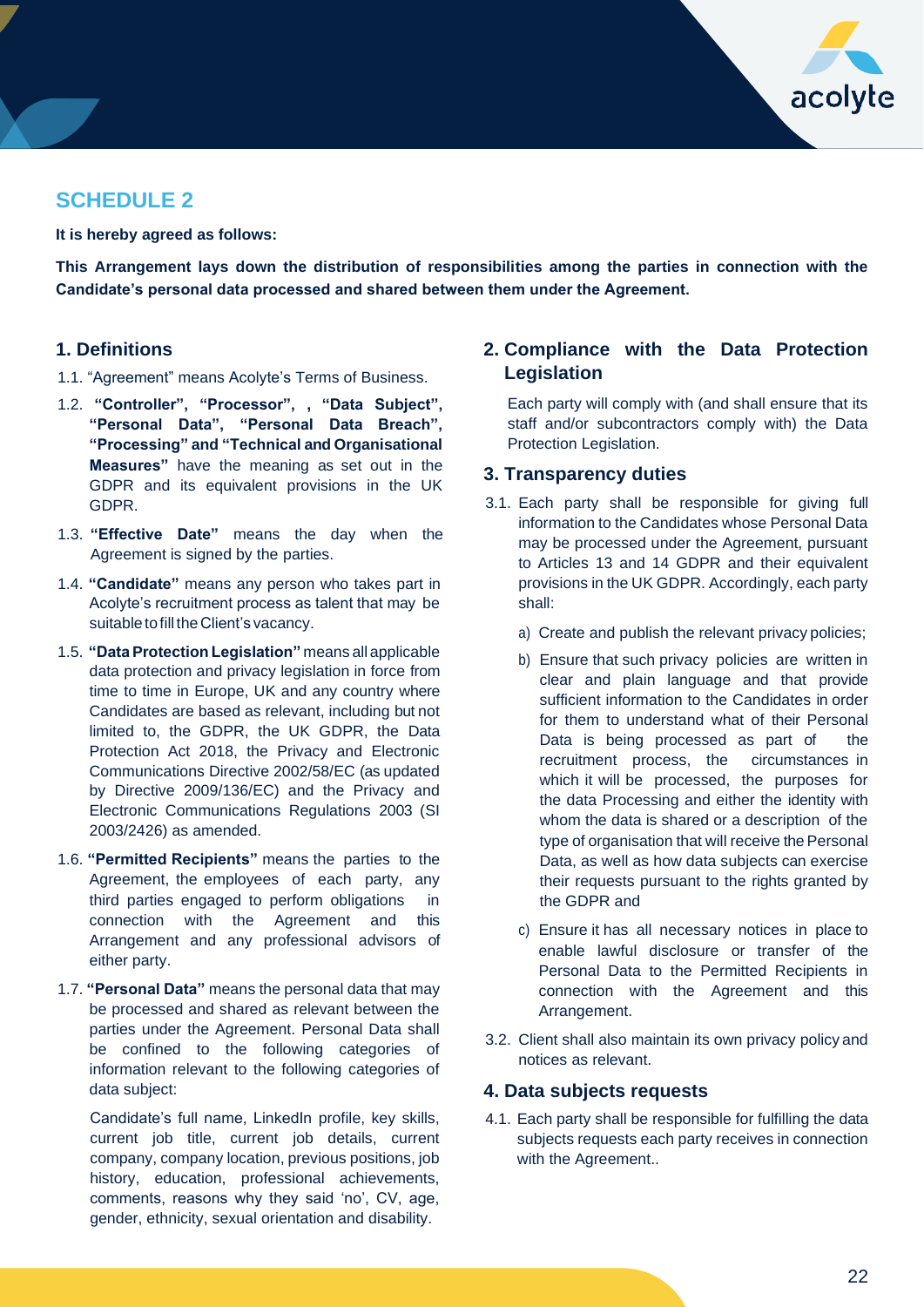## SCHEDULE 2

**It is hereby agreed as follows:**

**This Arrangement lays down the distribution of responsibilities among the parties in connection with the Candidate's personal data processed and shared between them under the Agreement.**

### 1. Definitions

1.1. "Agreement" means Acolyte's Terms of Business.

1.2. **"Controller", "Processor", , "Data Subject", "Personal Data", "Personal Data Breach", "Processing" and "Technical and Organisational Measures"** have the meaning as set out in the GDPR and its equivalent provisions in the UK GDPR.

1.3. **"Effective Date"** means the day when the Agreement is signed by the parties.

1.4. **"Candidate"** means any person who takes part in Acolyte's recruitment process as talent that may be suitable to fill the Client's vacancy.

1.5. **"Data Protection Legislation"** means all applicable data protection and privacy legislation in force from time to time in Europe, UK and any country where Candidates are based as relevant, including but not limited to, the GDPR, the UK GDPR, the Data Protection Act 2018, the Privacy and Electronic Communications Directive 2002/58/EC (as updated by Directive 2009/136/EC) and the Privacy and Electronic Communications Regulations 2003 (SI 2003/2426) as amended.

1.6. **"Permitted Recipients"** means the parties to the Agreement, the employees of each party, any third parties engaged to perform obligations in connection with the Agreement and this Arrangement and any professional advisors of either party.

1.7. **"Personal Data"** means the personal data that may be processed and shared as relevant between the parties under the Agreement. Personal Data shall be confined to the following categories of information relevant to the following categories of data subject:

Candidate's full name, LinkedIn profile, key skills, current job title, current job details, current company, company location, previous positions, job history, education, professional achievements, comments, reasons why they said 'no', CV, age, gender, ethnicity, sexual orientation and disability.

### 2. Compliance with the Data Protection Legislation

Each party will comply with (and shall ensure that its staff and/or subcontractors comply with) the Data Protection Legislation.

### 3. Transparency duties

3.1. Each party shall be responsible for giving full information to the Candidates whose Personal Data may be processed under the Agreement, pursuant to Articles 13 and 14 GDPR and their equivalent provisions in the UK GDPR. Accordingly, each party shall:

a) Create and publish the relevant privacy policies;

b) Ensure that such privacy policies are written in clear and plain language and that provide sufficient information to the Candidates in order for them to understand what of their Personal Data is being processed as part of the recruitment process, the circumstances in which it will be processed, the purposes for the data Processing and either the identity with whom the data is shared or a description of the type of organisation that will receive the Personal Data, as well as how data subjects can exercise their requests pursuant to the rights granted by the GDPR and

c) Ensure it has all necessary notices in place to enable lawful disclosure or transfer of the Personal Data to the Permitted Recipients in connection with the Agreement and this Arrangement.

3.2. Client shall also maintain its own privacy policy and notices as relevant.

### 4. Data subjects requests

4.1. Each party shall be responsible for fulfilling the data subjects requests each party receives in connection with the Agreement..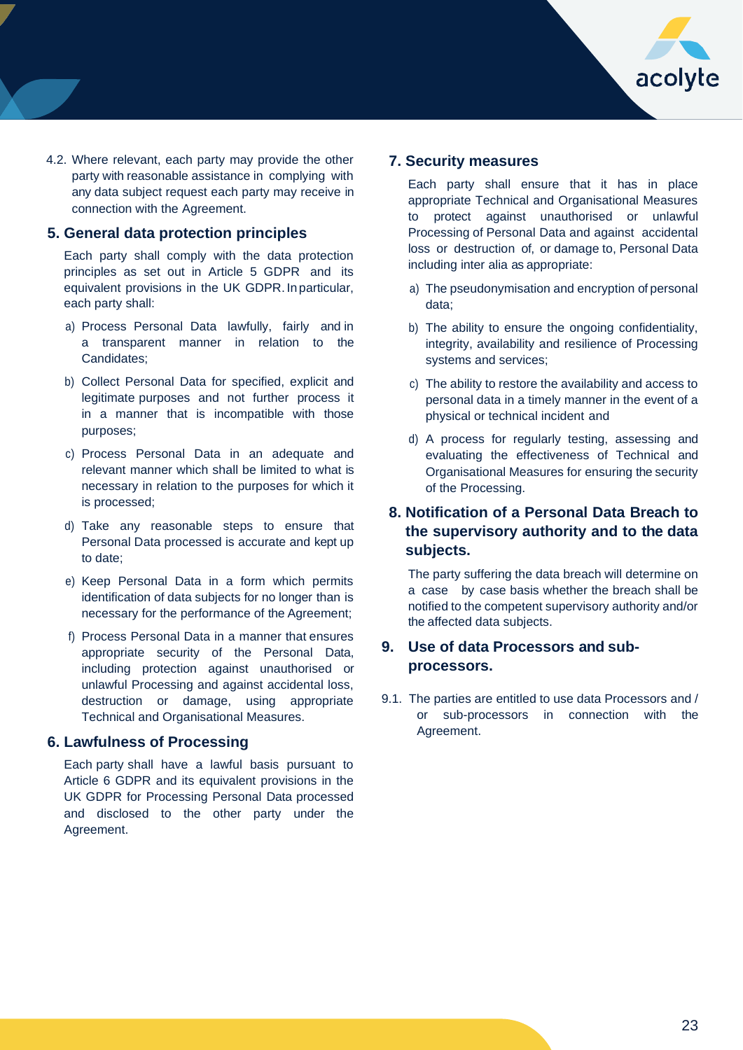4.2. Where relevant, each party may provide the other party with reasonable assistance in complying with any data subject request each party may receive in connection with the Agreement.

## 5. General data protection principles

Each party shall comply with the data protection principles as set out in Article 5 GDPR and its equivalent provisions in the UK GDPR. In particular, each party shall:

a) Process Personal Data lawfully, fairly and in a transparent manner in relation to the Candidates;

b) Collect Personal Data for specified, explicit and legitimate purposes and not further process it in a manner that is incompatible with those purposes;

c) Process Personal Data in an adequate and relevant manner which shall be limited to what is necessary in relation to the purposes for which it is processed;

d) Take any reasonable steps to ensure that Personal Data processed is accurate and kept up to date;

e) Keep Personal Data in a form which permits identification of data subjects for no longer than is necessary for the performance of the Agreement;

f) Process Personal Data in a manner that ensures appropriate security of the Personal Data, including protection against unauthorised or unlawful Processing and against accidental loss, destruction or damage, using appropriate Technical and Organisational Measures.

## 6. Lawfulness of Processing

Each party shall have a lawful basis pursuant to Article 6 GDPR and its equivalent provisions in the UK GDPR for Processing Personal Data processed and disclosed to the other party under the Agreement.

## 7. Security measures

Each party shall ensure that it has in place appropriate Technical and Organisational Measures to protect against unauthorised or unlawful Processing of Personal Data and against accidental loss or destruction of, or damage to, Personal Data including inter alia as appropriate:

a) The pseudonymisation and encryption of personal data;

b) The ability to ensure the ongoing confidentiality, integrity, availability and resilience of Processing systems and services;

c) The ability to restore the availability and access to personal data in a timely manner in the event of a physical or technical incident and

d) A process for regularly testing, assessing and evaluating the effectiveness of Technical and Organisational Measures for ensuring the security of the Processing.

## 8. Notification of a Personal Data Breach to the supervisory authority and to the data subjects.

The party suffering the data breach will determine on a case by case basis whether the breach shall be notified to the competent supervisory authority and/or the affected data subjects.

## 9. Use of data Processors and sub-processors.

9.1. The parties are entitled to use data Processors and / or sub-processors in connection with the Agreement.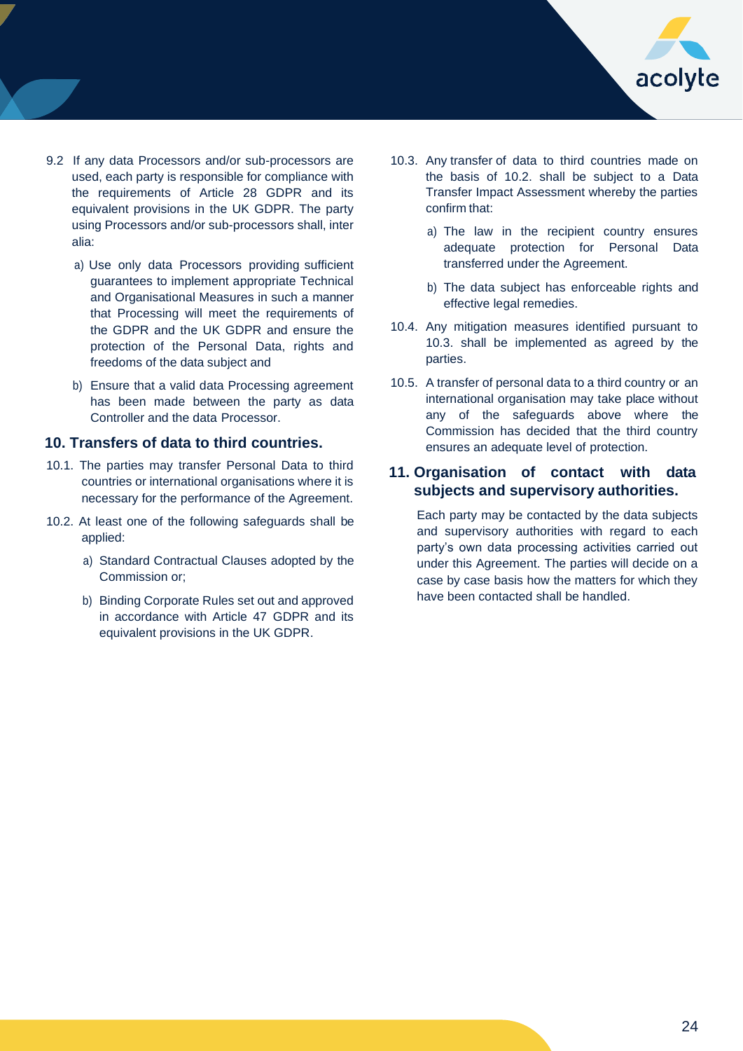9.2 If any data Processors and/or sub-processors are used, each party is responsible for compliance with the requirements of Article 28 GDPR and its equivalent provisions in the UK GDPR. The party using Processors and/or sub-processors shall, inter alia:

a) Use only data Processors providing sufficient guarantees to implement appropriate Technical and Organisational Measures in such a manner that Processing will meet the requirements of the GDPR and the UK GDPR and ensure the protection of the Personal Data, rights and freedoms of the data subject and

b) Ensure that a valid data Processing agreement has been made between the party as data Controller and the data Processor.

## 10. Transfers of data to third countries.

10.1. The parties may transfer Personal Data to third countries or international organisations where it is necessary for the performance of the Agreement.

10.2. At least one of the following safeguards shall be applied:

a) Standard Contractual Clauses adopted by the Commission or;

b) Binding Corporate Rules set out and approved in accordance with Article 47 GDPR and its equivalent provisions in the UK GDPR.

10.3. Any transfer of data to third countries made on the basis of 10.2. shall be subject to a Data Transfer Impact Assessment whereby the parties confirm that:

a) The law in the recipient country ensures adequate protection for Personal Data transferred under the Agreement.

b) The data subject has enforceable rights and effective legal remedies.

10.4. Any mitigation measures identified pursuant to 10.3. shall be implemented as agreed by the parties.

10.5. A transfer of personal data to a third country or an international organisation may take place without any of the safeguards above where the Commission has decided that the third country ensures an adequate level of protection.

## 11. Organisation of contact with data subjects and supervisory authorities.

Each party may be contacted by the data subjects and supervisory authorities with regard to each party's own data processing activities carried out under this Agreement. The parties will decide on a case by case basis how the matters for which they have been contacted shall be handled.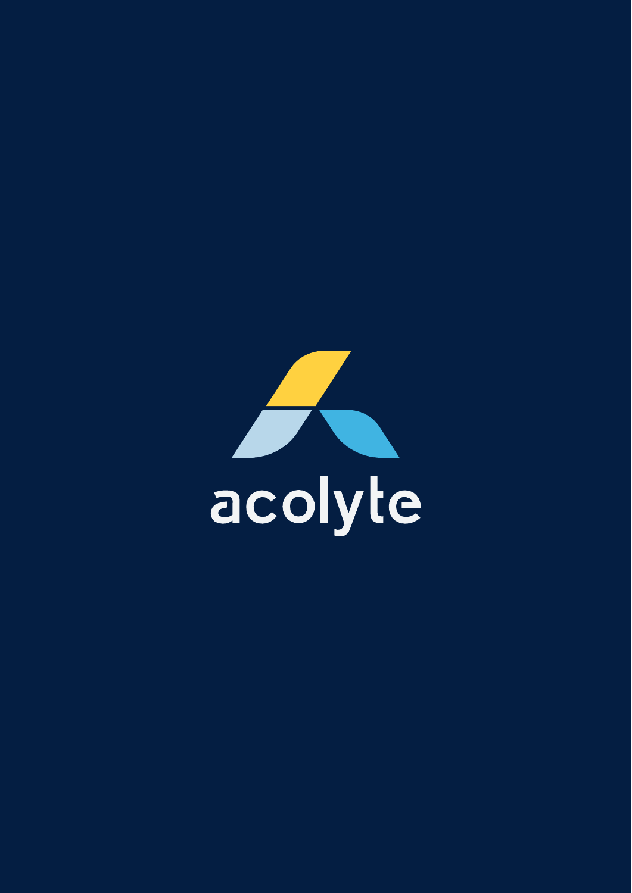acolyte